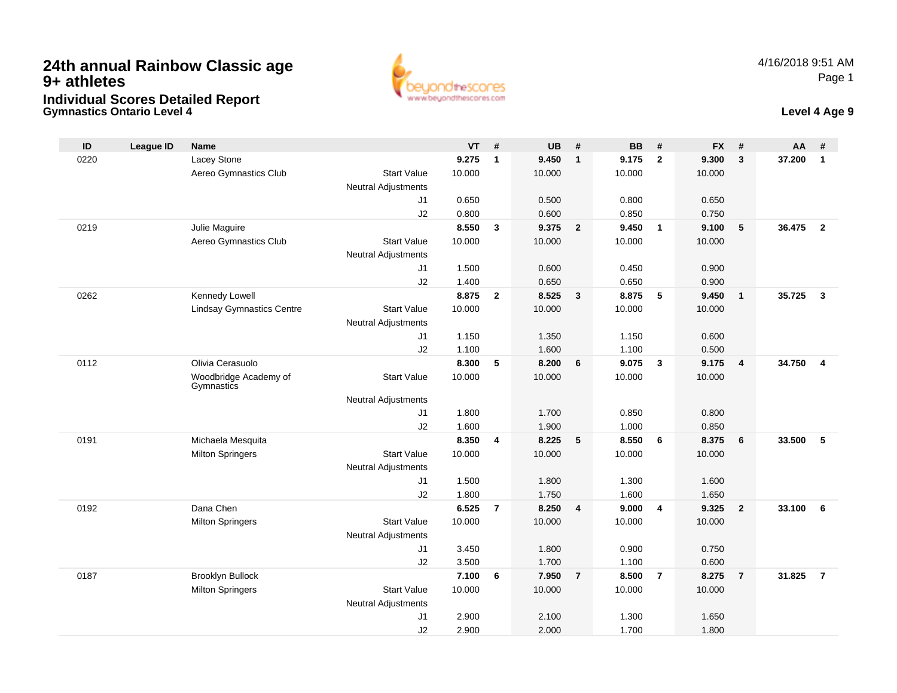# 24th annual Rainbow Classic age 9+ athletes

## Individual Scores Detailed Report

### Gymnastics Ontario Level 4

4/16/2018 9:51 AM

**Level 4 Age 9**

| ID | League ID | Name | | VT | # | UB | # | BB | # | FX | # | AA | # |
|---|---|---|---|---|---|---|---|---|---|---|---|---|---|
| 0220 | | Lacey Stone | | **9.275** | **1** | **9.450** | **1** | **9.175** | **2** | **9.300** | **3** | **37.200** | **1** |
| | | Aereo Gymnastics Club | Start Value | 10.000 | | 10.000 | | 10.000 | | 10.000 | | | |
| | | | Neutral Adjustments | | | | | | | | | | |
| | | | J1 | 0.650 | | 0.500 | | 0.800 | | 0.650 | | | |
| | | | J2 | 0.800 | | 0.600 | | 0.850 | | 0.750 | | | |
| 0219 | | Julie Maguire | | **8.550** | **3** | **9.375** | **2** | **9.450** | **1** | **9.100** | **5** | **36.475** | **2** |
| | | Aereo Gymnastics Club | Start Value | 10.000 | | 10.000 | | 10.000 | | 10.000 | | | |
| | | | Neutral Adjustments | | | | | | | | | | |
| | | | J1 | 1.500 | | 0.600 | | 0.450 | | 0.900 | | | |
| | | | J2 | 1.400 | | 0.650 | | 0.650 | | 0.900 | | | |
| 0262 | | Kennedy Lowell | | **8.875** | **2** | **8.525** | **3** | **8.875** | **5** | **9.450** | **1** | **35.725** | **3** |
| | | Lindsay Gymnastics Centre | Start Value | 10.000 | | 10.000 | | 10.000 | | 10.000 | | | |
| | | | Neutral Adjustments | | | | | | | | | | |
| | | | J1 | 1.150 | | 1.350 | | 1.150 | | 0.600 | | | |
| | | | J2 | 1.100 | | 1.600 | | 1.100 | | 0.500 | | | |
| 0112 | | Olivia Cerasuolo | | **8.300** | **5** | **8.200** | **6** | **9.075** | **3** | **9.175** | **4** | **34.750** | **4** |
| | | Woodbridge Academy of Gymnastics | Start Value | 10.000 | | 10.000 | | 10.000 | | 10.000 | | | |
| | | | Neutral Adjustments | | | | | | | | | | |
| | | | J1 | 1.800 | | 1.700 | | 0.850 | | 0.800 | | | |
| | | | J2 | 1.600 | | 1.900 | | 1.000 | | 0.850 | | | |
| 0191 | | Michaela Mesquita | | **8.350** | **4** | **8.225** | **5** | **8.550** | **6** | **8.375** | **6** | **33.500** | **5** |
| | | Milton Springers | Start Value | 10.000 | | 10.000 | | 10.000 | | 10.000 | | | |
| | | | Neutral Adjustments | | | | | | | | | | |
| | | | J1 | 1.500 | | 1.800 | | 1.300 | | 1.600 | | | |
| | | | J2 | 1.800 | | 1.750 | | 1.600 | | 1.650 | | | |
| 0192 | | Dana Chen | | **6.525** | **7** | **8.250** | **4** | **9.000** | **4** | **9.325** | **2** | **33.100** | **6** |
| | | Milton Springers | Start Value | 10.000 | | 10.000 | | 10.000 | | 10.000 | | | |
| | | | Neutral Adjustments | | | | | | | | | | |
| | | | J1 | 3.450 | | 1.800 | | 0.900 | | 0.750 | | | |
| | | | J2 | 3.500 | | 1.700 | | 1.100 | | 0.600 | | | |
| 0187 | | Brooklyn Bullock | | **7.100** | **6** | **7.950** | **7** | **8.500** | **7** | **8.275** | **7** | **31.825** | **7** |
| | | Milton Springers | Start Value | 10.000 | | 10.000 | | 10.000 | | 10.000 | | | |
| | | | Neutral Adjustments | | | | | | | | | | |
| | | | J1 | 2.900 | | 2.100 | | 1.300 | | 1.650 | | | |
| | | | J2 | 2.900 | | 2.000 | | 1.700 | | 1.800 | | | |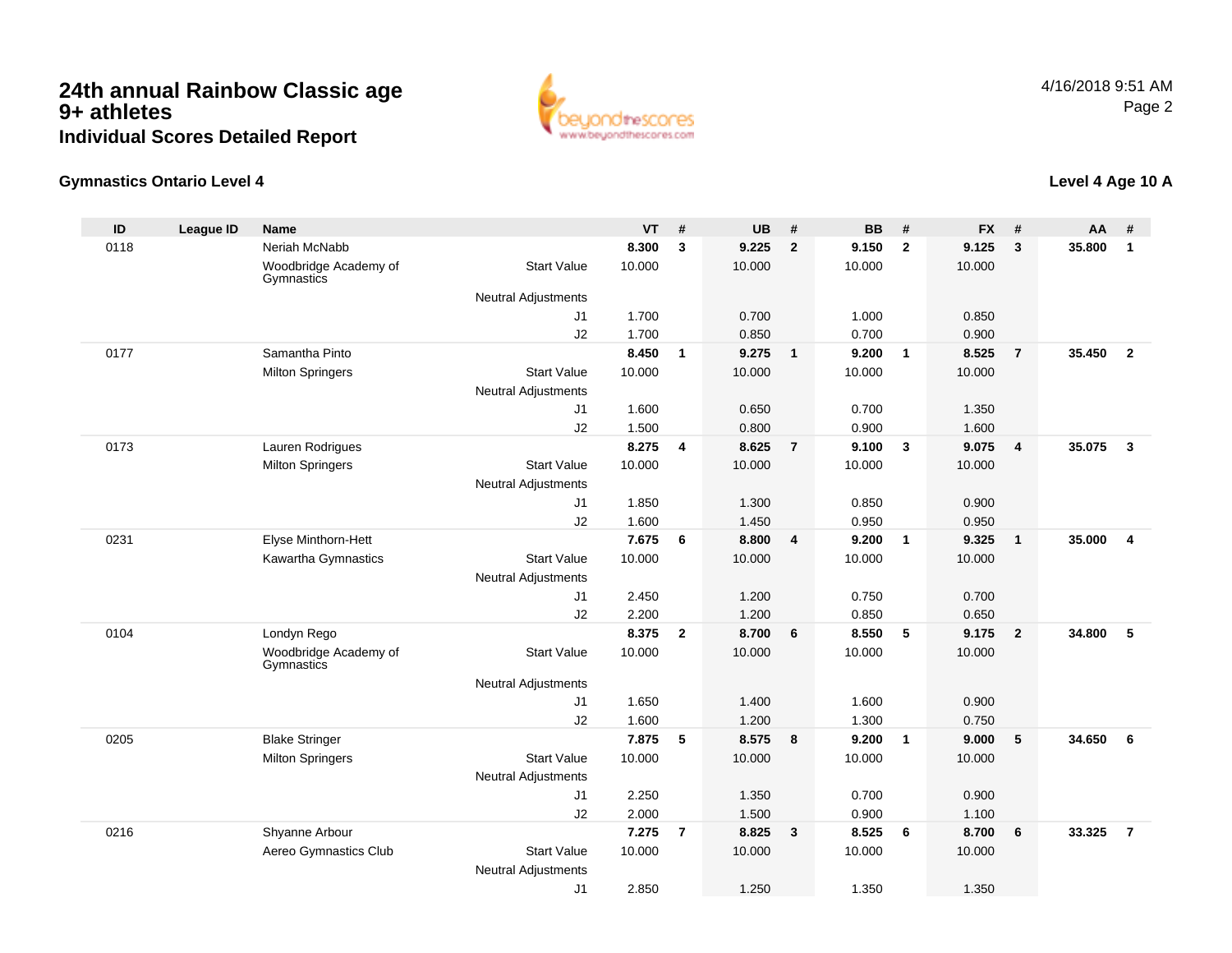# 24th annual Rainbow Classic age 9+ athletes

## Individual Scores Detailed Report

4/16/2018 9:51 AM

### Gymnastics Ontario Level 4

### Level 4 Age 10 A

| ID | League ID | Name | | VT | # | UB | # | BB | # | FX | # | AA | # |
|---|---|---|---|---|---|---|---|---|---|---|---|---|---|
| 0118 | | Neriah McNabb | | **8.300** | **3** | **9.225** | **2** | **9.150** | **2** | **9.125** | **3** | **35.800** | **1** |
| | | Woodbridge Academy of Gymnastics | Start Value | 10.000 | | 10.000 | | 10.000 | | 10.000 | | | |
| | | | Neutral Adjustments | | | | | | | | | | |
| | | | J1 | 1.700 | | 0.700 | | 1.000 | | 0.850 | | | |
| | | | J2 | 1.700 | | 0.850 | | 0.700 | | 0.900 | | | |
| 0177 | | Samantha Pinto | | **8.450** | **1** | **9.275** | **1** | **9.200** | **1** | **8.525** | **7** | **35.450** | **2** |
| | | Milton Springers | Start Value | 10.000 | | 10.000 | | 10.000 | | 10.000 | | | |
| | | | Neutral Adjustments | | | | | | | | | | |
| | | | J1 | 1.600 | | 0.650 | | 0.700 | | 1.350 | | | |
| | | | J2 | 1.500 | | 0.800 | | 0.900 | | 1.600 | | | |
| 0173 | | Lauren Rodrigues | | **8.275** | **4** | **8.625** | **7** | **9.100** | **3** | **9.075** | **4** | **35.075** | **3** |
| | | Milton Springers | Start Value | 10.000 | | 10.000 | | 10.000 | | 10.000 | | | |
| | | | Neutral Adjustments | | | | | | | | | | |
| | | | J1 | 1.850 | | 1.300 | | 0.850 | | 0.900 | | | |
| | | | J2 | 1.600 | | 1.450 | | 0.950 | | 0.950 | | | |
| 0231 | | Elyse Minthorn-Hett | | **7.675** | **6** | **8.800** | **4** | **9.200** | **1** | **9.325** | **1** | **35.000** | **4** |
| | | Kawartha Gymnastics | Start Value | 10.000 | | 10.000 | | 10.000 | | 10.000 | | | |
| | | | Neutral Adjustments | | | | | | | | | | |
| | | | J1 | 2.450 | | 1.200 | | 0.750 | | 0.700 | | | |
| | | | J2 | 2.200 | | 1.200 | | 0.850 | | 0.650 | | | |
| 0104 | | Londyn Rego | | **8.375** | **2** | **8.700** | **6** | **8.550** | **5** | **9.175** | **2** | **34.800** | **5** |
| | | Woodbridge Academy of Gymnastics | Start Value | 10.000 | | 10.000 | | 10.000 | | 10.000 | | | |
| | | | Neutral Adjustments | | | | | | | | | | |
| | | | J1 | 1.650 | | 1.400 | | 1.600 | | 0.900 | | | |
| | | | J2 | 1.600 | | 1.200 | | 1.300 | | 0.750 | | | |
| 0205 | | Blake Stringer | | **7.875** | **5** | **8.575** | **8** | **9.200** | **1** | **9.000** | **5** | **34.650** | **6** |
| | | Milton Springers | Start Value | 10.000 | | 10.000 | | 10.000 | | 10.000 | | | |
| | | | Neutral Adjustments | | | | | | | | | | |
| | | | J1 | 2.250 | | 1.350 | | 0.700 | | 0.900 | | | |
| | | | J2 | 2.000 | | 1.500 | | 0.900 | | 1.100 | | | |
| 0216 | | Shyanne Arbour | | **7.275** | **7** | **8.825** | **3** | **8.525** | **6** | **8.700** | **6** | **33.325** | **7** |
| | | Aereo Gymnastics Club | Start Value | 10.000 | | 10.000 | | 10.000 | | 10.000 | | | |
| | | | Neutral Adjustments | | | | | | | | | | |
| | | | J1 | 2.850 | | 1.250 | | 1.350 | | 1.350 | | | |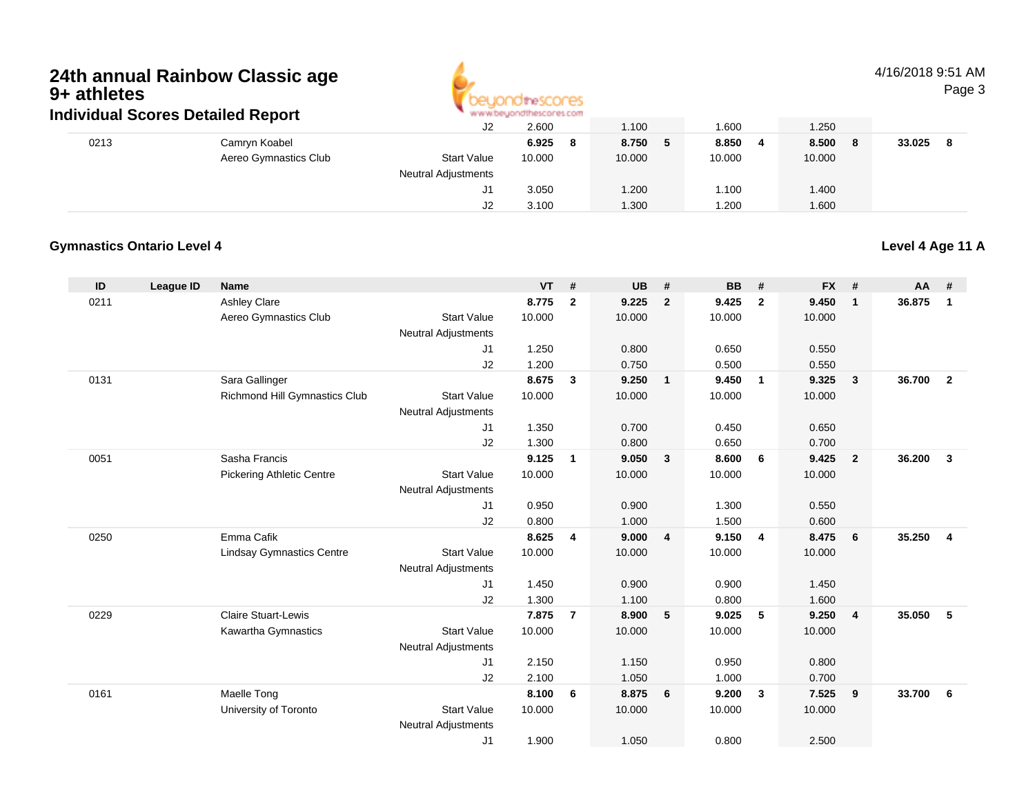# 24th annual Rainbow Classic age 9+ athletes

## Individual Scores Detailed Report

| ID | League ID | Name | | VT | # | UB | # | BB | # | FX | # | AA | # |
|---|---|---|---|---|---|---|---|---|---|---|---|---|---|
| | | | J2 | 2.600 | | 1.100 | | 1.600 | | 1.250 | | | |
| 0213 | | Camryn Koabel | | **6.925** | **8** | **8.750** | **5** | **8.850** | **4** | **8.500** | **8** | **33.025** | **8** |
| | | Aereo Gymnastics Club | Start Value | 10.000 | | 10.000 | | 10.000 | | 10.000 | | | |
| | | | Neutral Adjustments | | | | | | | | | | |
| | | | J1 | 3.050 | | 1.200 | | 1.100 | | 1.400 | | | |
| | | | J2 | 3.100 | | 1.300 | | 1.200 | | 1.600 | | | |

### Gymnastics Ontario Level 4

**Level 4 Age 11 A**

| ID | League ID | Name | | VT | # | UB | # | BB | # | FX | # | AA | # |
|---|---|---|---|---|---|---|---|---|---|---|---|---|---|
| 0211 | | Ashley Clare | | **8.775** | **2** | **9.225** | **2** | **9.425** | **2** | **9.450** | **1** | **36.875** | **1** |
| | | Aereo Gymnastics Club | Start Value | 10.000 | | 10.000 | | 10.000 | | 10.000 | | | |
| | | | Neutral Adjustments | | | | | | | | | | |
| | | | J1 | 1.250 | | 0.800 | | 0.650 | | 0.550 | | | |
| | | | J2 | 1.200 | | 0.750 | | 0.500 | | 0.550 | | | |
| 0131 | | Sara Gallinger | | **8.675** | **3** | **9.250** | **1** | **9.450** | **1** | **9.325** | **3** | **36.700** | **2** |
| | | Richmond Hill Gymnastics Club | Start Value | 10.000 | | 10.000 | | 10.000 | | 10.000 | | | |
| | | | Neutral Adjustments | | | | | | | | | | |
| | | | J1 | 1.350 | | 0.700 | | 0.450 | | 0.650 | | | |
| | | | J2 | 1.300 | | 0.800 | | 0.650 | | 0.700 | | | |
| 0051 | | Sasha Francis | | **9.125** | **1** | **9.050** | **3** | **8.600** | **6** | **9.425** | **2** | **36.200** | **3** |
| | | Pickering Athletic Centre | Start Value | 10.000 | | 10.000 | | 10.000 | | 10.000 | | | |
| | | | Neutral Adjustments | | | | | | | | | | |
| | | | J1 | 0.950 | | 0.900 | | 1.300 | | 0.550 | | | |
| | | | J2 | 0.800 | | 1.000 | | 1.500 | | 0.600 | | | |
| 0250 | | Emma Cafik | | **8.625** | **4** | **9.000** | **4** | **9.150** | **4** | **8.475** | **6** | **35.250** | **4** |
| | | Lindsay Gymnastics Centre | Start Value | 10.000 | | 10.000 | | 10.000 | | 10.000 | | | |
| | | | Neutral Adjustments | | | | | | | | | | |
| | | | J1 | 1.450 | | 0.900 | | 0.900 | | 1.450 | | | |
| | | | J2 | 1.300 | | 1.100 | | 0.800 | | 1.600 | | | |
| 0229 | | Claire Stuart-Lewis | | **7.875** | **7** | **8.900** | **5** | **9.025** | **5** | **9.250** | **4** | **35.050** | **5** |
| | | Kawartha Gymnastics | Start Value | 10.000 | | 10.000 | | 10.000 | | 10.000 | | | |
| | | | Neutral Adjustments | | | | | | | | | | |
| | | | J1 | 2.150 | | 1.150 | | 0.950 | | 0.800 | | | |
| | | | J2 | 2.100 | | 1.050 | | 1.000 | | 0.700 | | | |
| 0161 | | Maelle Tong | | **8.100** | **6** | **8.875** | **6** | **9.200** | **3** | **7.525** | **9** | **33.700** | **6** |
| | | University of Toronto | Start Value | 10.000 | | 10.000 | | 10.000 | | 10.000 | | | |
| | | | Neutral Adjustments | | | | | | | | | | |
| | | | J1 | 1.900 | | 1.050 | | 0.800 | | 2.500 | | | |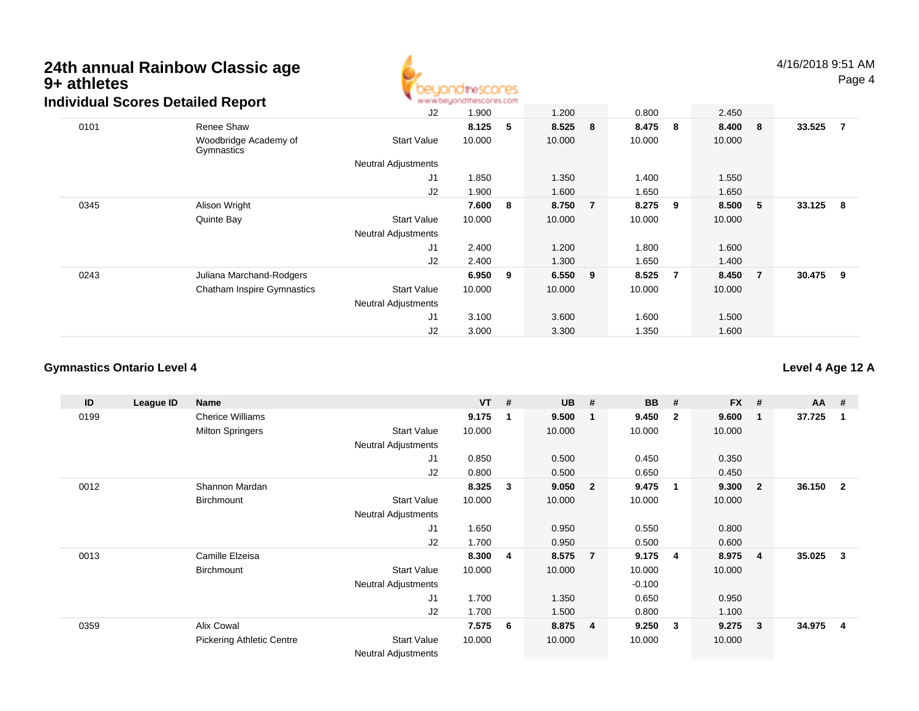# 24th annual Rainbow Classic age 9+ athletes

## Individual Scores Detailed Report

| ID | League ID | Name | | VT | # | UB | # | BB | # | FX | # | AA | # |
|---|---|---|---|---|---|---|---|---|---|---|---|---|---|
| | | | J2 | 1.900 | | 1.200 | | 0.800 | | 2.450 | | | |
| 0101 | | Renee Shaw | | **8.125** | **5** | **8.525** | **8** | **8.475** | **8** | **8.400** | **8** | **33.525** | **7** |
| | | Woodbridge Academy of Gymnastics | Start Value | 10.000 | | 10.000 | | 10.000 | | 10.000 | | | |
| | | | Neutral Adjustments | | | | | | | | | | |
| | | | J1 | 1.850 | | 1.350 | | 1.400 | | 1.550 | | | |
| | | | J2 | 1.900 | | 1.600 | | 1.650 | | 1.650 | | | |
| 0345 | | Alison Wright | | **7.600** | **8** | **8.750** | **7** | **8.275** | **9** | **8.500** | **5** | **33.125** | **8** |
| | | Quinte Bay | Start Value | 10.000 | | 10.000 | | 10.000 | | 10.000 | | | |
| | | | Neutral Adjustments | | | | | | | | | | |
| | | | J1 | 2.400 | | 1.200 | | 1.800 | | 1.600 | | | |
| | | | J2 | 2.400 | | 1.300 | | 1.650 | | 1.400 | | | |
| 0243 | | Juliana Marchand-Rodgers | | **6.950** | **9** | **6.550** | **9** | **8.525** | **7** | **8.450** | **7** | **30.475** | **9** |
| | | Chatham Inspire Gymnastics | Start Value | 10.000 | | 10.000 | | 10.000 | | 10.000 | | | |
| | | | Neutral Adjustments | | | | | | | | | | |
| | | | J1 | 3.100 | | 3.600 | | 1.600 | | 1.500 | | | |
| | | | J2 | 3.000 | | 3.300 | | 1.350 | | 1.600 | | | |

### Gymnastics Ontario Level 4

**Level 4 Age 12 A**

| ID | League ID | Name | | VT | # | UB | # | BB | # | FX | # | AA | # |
|---|---|---|---|---|---|---|---|---|---|---|---|---|---|
| 0199 | | Cherice Williams | | **9.175** | **1** | **9.500** | **1** | **9.450** | **2** | **9.600** | **1** | **37.725** | **1** |
| | | Milton Springers | Start Value | 10.000 | | 10.000 | | 10.000 | | 10.000 | | | |
| | | | Neutral Adjustments | | | | | | | | | | |
| | | | J1 | 0.850 | | 0.500 | | 0.450 | | 0.350 | | | |
| | | | J2 | 0.800 | | 0.500 | | 0.650 | | 0.450 | | | |
| 0012 | | Shannon Mardan | | **8.325** | **3** | **9.050** | **2** | **9.475** | **1** | **9.300** | **2** | **36.150** | **2** |
| | | Birchmount | Start Value | 10.000 | | 10.000 | | 10.000 | | 10.000 | | | |
| | | | Neutral Adjustments | | | | | | | | | | |
| | | | J1 | 1.650 | | 0.950 | | 0.550 | | 0.800 | | | |
| | | | J2 | 1.700 | | 0.950 | | 0.500 | | 0.600 | | | |
| 0013 | | Camille Elzeisa | | **8.300** | **4** | **8.575** | **7** | **9.175** | **4** | **8.975** | **4** | **35.025** | **3** |
| | | Birchmount | Start Value | 10.000 | | 10.000 | | 10.000 | | 10.000 | | | |
| | | | Neutral Adjustments | | | | | -0.100 | | | | | |
| | | | J1 | 1.700 | | 1.350 | | 0.650 | | 0.950 | | | |
| | | | J2 | 1.700 | | 1.500 | | 0.800 | | 1.100 | | | |
| 0359 | | Alix Cowal | | **7.575** | **6** | **8.875** | **4** | **9.250** | **3** | **9.275** | **3** | **34.975** | **4** |
| | | Pickering Athletic Centre | Start Value | 10.000 | | 10.000 | | 10.000 | | 10.000 | | | |
| | | | Neutral Adjustments | | | | | | | | | | |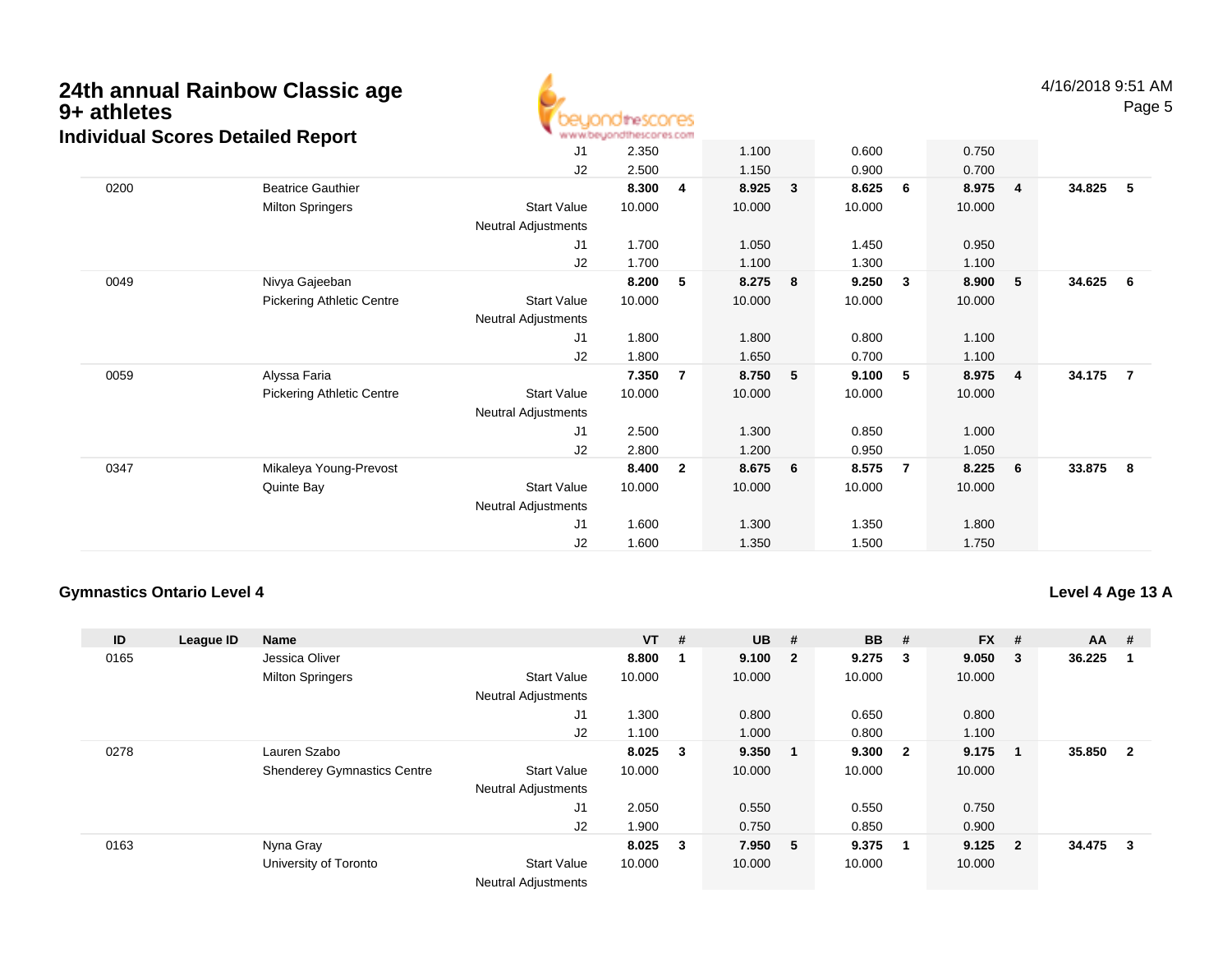# 24th annual Rainbow Classic age 9+ athletes

## Individual Scores Detailed Report

| ID | League ID | Name | | VT | # | UB | # | BB | # | FX | # | AA | # |
|---|---|---|---|---|---|---|---|---|---|---|---|---|---|
| | | | J1 | 2.350 | | 1.100 | | 0.600 | | 0.750 | | | |
| | | | J2 | 2.500 | | 1.150 | | 0.900 | | 0.700 | | | |
| 0200 | | Beatrice Gauthier | | **8.300** | **4** | **8.925** | **3** | **8.625** | **6** | **8.975** | **4** | **34.825** | **5** |
| | | Milton Springers | Start Value | 10.000 | | 10.000 | | 10.000 | | 10.000 | | | |
| | | | Neutral Adjustments | | | | | | | | | | |
| | | | J1 | 1.700 | | 1.050 | | 1.450 | | 0.950 | | | |
| | | | J2 | 1.700 | | 1.100 | | 1.300 | | 1.100 | | | |
| 0049 | | Nivya Gajeeban | | **8.200** | **5** | **8.275** | **8** | **9.250** | **3** | **8.900** | **5** | **34.625** | **6** |
| | | Pickering Athletic Centre | Start Value | 10.000 | | 10.000 | | 10.000 | | 10.000 | | | |
| | | | Neutral Adjustments | | | | | | | | | | |
| | | | J1 | 1.800 | | 1.800 | | 0.800 | | 1.100 | | | |
| | | | J2 | 1.800 | | 1.650 | | 0.700 | | 1.100 | | | |
| 0059 | | Alyssa Faria | | **7.350** | **7** | **8.750** | **5** | **9.100** | **5** | **8.975** | **4** | **34.175** | **7** |
| | | Pickering Athletic Centre | Start Value | 10.000 | | 10.000 | | 10.000 | | 10.000 | | | |
| | | | Neutral Adjustments | | | | | | | | | | |
| | | | J1 | 2.500 | | 1.300 | | 0.850 | | 1.000 | | | |
| | | | J2 | 2.800 | | 1.200 | | 0.950 | | 1.050 | | | |
| 0347 | | Mikaleya Young-Prevost | | **8.400** | **2** | **8.675** | **6** | **8.575** | **7** | **8.225** | **6** | **33.875** | **8** |
| | | Quinte Bay | Start Value | 10.000 | | 10.000 | | 10.000 | | 10.000 | | | |
| | | | Neutral Adjustments | | | | | | | | | | |
| | | | J1 | 1.600 | | 1.300 | | 1.350 | | 1.800 | | | |
| | | | J2 | 1.600 | | 1.350 | | 1.500 | | 1.750 | | | |

### Gymnastics Ontario Level 4

**Level 4 Age 13 A**

| ID | League ID | Name | | VT | # | UB | # | BB | # | FX | # | AA | # |
|---|---|---|---|---|---|---|---|---|---|---|---|---|---|
| 0165 | | Jessica Oliver | | **8.800** | **1** | **9.100** | **2** | **9.275** | **3** | **9.050** | **3** | **36.225** | **1** |
| | | Milton Springers | Start Value | 10.000 | | 10.000 | | 10.000 | | 10.000 | | | |
| | | | Neutral Adjustments | | | | | | | | | | |
| | | | J1 | 1.300 | | 0.800 | | 0.650 | | 0.800 | | | |
| | | | J2 | 1.100 | | 1.000 | | 0.800 | | 1.100 | | | |
| 0278 | | Lauren Szabo | | **8.025** | **3** | **9.350** | **1** | **9.300** | **2** | **9.175** | **1** | **35.850** | **2** |
| | | Shenderey Gymnastics Centre | Start Value | 10.000 | | 10.000 | | 10.000 | | 10.000 | | | |
| | | | Neutral Adjustments | | | | | | | | | | |
| | | | J1 | 2.050 | | 0.550 | | 0.550 | | 0.750 | | | |
| | | | J2 | 1.900 | | 0.750 | | 0.850 | | 0.900 | | | |
| 0163 | | Nyna Gray | | **8.025** | **3** | **7.950** | **5** | **9.375** | **1** | **9.125** | **2** | **34.475** | **3** |
| | | University of Toronto | Start Value | 10.000 | | 10.000 | | 10.000 | | 10.000 | | | |
| | | | Neutral Adjustments | | | | | | | | | | |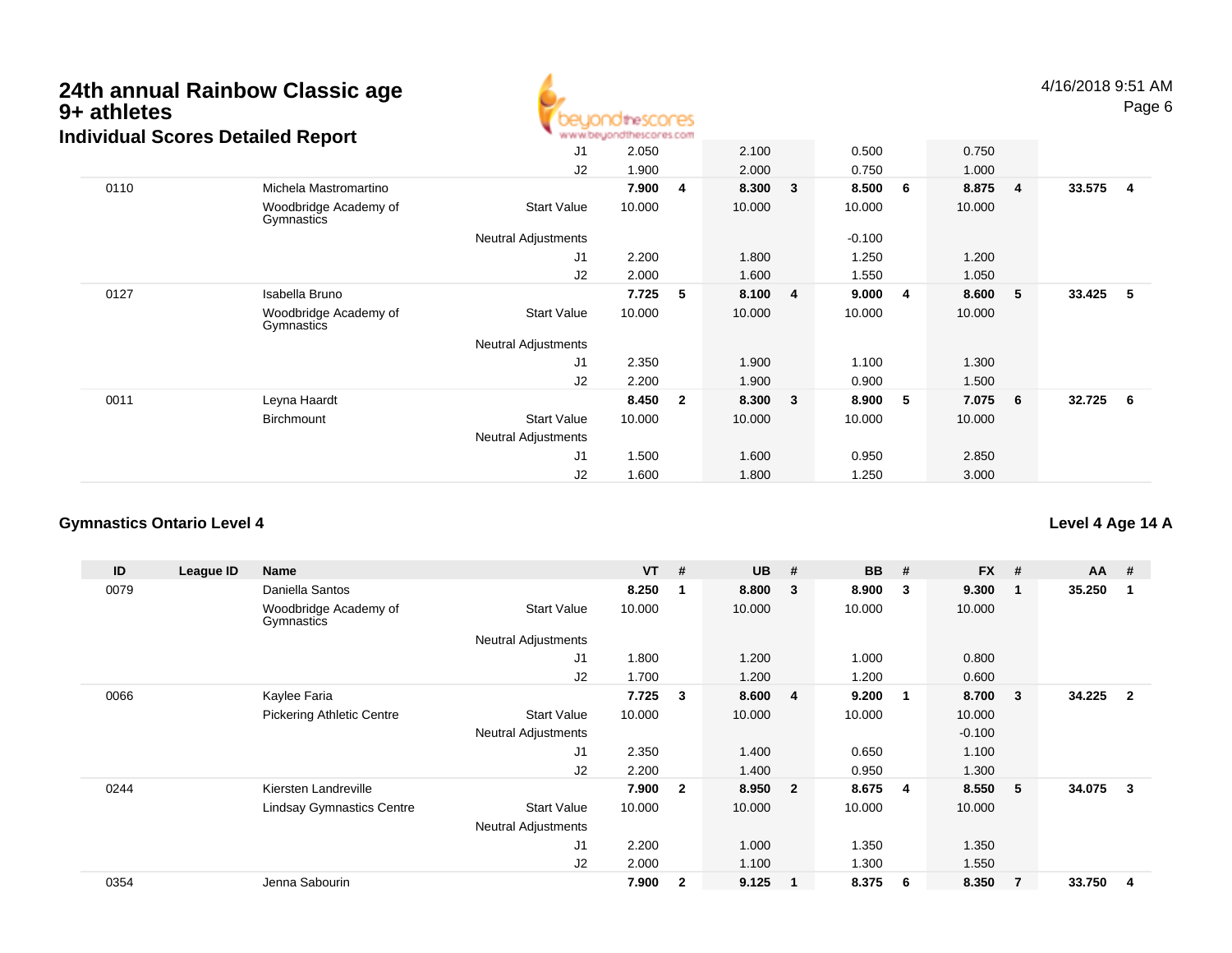# 24th annual Rainbow Classic age 9+ athletes

## Individual Scores Detailed Report

| ID | League ID | Name | | VT | # | UB | # | BB | # | FX | # | AA | # |
|---|---|---|---|---|---|---|---|---|---|---|---|---|---|
| | | | J1 | 2.050 | | 2.100 | | 0.500 | | 0.750 | | | |
| | | | J2 | 1.900 | | 2.000 | | 0.750 | | 1.000 | | | |
| 0110 | | Michela Mastromartino | | **7.900** | **4** | **8.300** | **3** | **8.500** | **6** | **8.875** | **4** | **33.575** | **4** |
| | | Woodbridge Academy of Gymnastics | Start Value | 10.000 | | 10.000 | | 10.000 | | 10.000 | | | |
| | | | Neutral Adjustments | | | | | -0.100 | | | | | |
| | | | J1 | 2.200 | | 1.800 | | 1.250 | | 1.200 | | | |
| | | | J2 | 2.000 | | 1.600 | | 1.550 | | 1.050 | | | |
| 0127 | | Isabella Bruno | | **7.725** | **5** | **8.100** | **4** | **9.000** | **4** | **8.600** | **5** | **33.425** | **5** |
| | | Woodbridge Academy of Gymnastics | Start Value | 10.000 | | 10.000 | | 10.000 | | 10.000 | | | |
| | | | Neutral Adjustments | | | | | | | | | | |
| | | | J1 | 2.350 | | 1.900 | | 1.100 | | 1.300 | | | |
| | | | J2 | 2.200 | | 1.900 | | 0.900 | | 1.500 | | | |
| 0011 | | Leyna Haardt | | **8.450** | **2** | **8.300** | **3** | **8.900** | **5** | **7.075** | **6** | **32.725** | **6** |
| | | Birchmount | Start Value | 10.000 | | 10.000 | | 10.000 | | 10.000 | | | |
| | | | Neutral Adjustments | | | | | | | | | | |
| | | | J1 | 1.500 | | 1.600 | | 0.950 | | 2.850 | | | |
| | | | J2 | 1.600 | | 1.800 | | 1.250 | | 3.000 | | | |

### Gymnastics Ontario Level 4

**Level 4 Age 14 A**

| ID | League ID | Name | | VT | # | UB | # | BB | # | FX | # | AA | # |
|---|---|---|---|---|---|---|---|---|---|---|---|---|---|
| 0079 | | Daniella Santos | | **8.250** | **1** | **8.800** | **3** | **8.900** | **3** | **9.300** | **1** | **35.250** | **1** |
| | | Woodbridge Academy of Gymnastics | Start Value | 10.000 | | 10.000 | | 10.000 | | 10.000 | | | |
| | | | Neutral Adjustments | | | | | | | | | | |
| | | | J1 | 1.800 | | 1.200 | | 1.000 | | 0.800 | | | |
| | | | J2 | 1.700 | | 1.200 | | 1.200 | | 0.600 | | | |
| 0066 | | Kaylee Faria | | **7.725** | **3** | **8.600** | **4** | **9.200** | **1** | **8.700** | **3** | **34.225** | **2** |
| | | Pickering Athletic Centre | Start Value | 10.000 | | 10.000 | | 10.000 | | 10.000 | | | |
| | | | Neutral Adjustments | | | | | | | -0.100 | | | |
| | | | J1 | 2.350 | | 1.400 | | 0.650 | | 1.100 | | | |
| | | | J2 | 2.200 | | 1.400 | | 0.950 | | 1.300 | | | |
| 0244 | | Kiersten Landreville | | **7.900** | **2** | **8.950** | **2** | **8.675** | **4** | **8.550** | **5** | **34.075** | **3** |
| | | Lindsay Gymnastics Centre | Start Value | 10.000 | | 10.000 | | 10.000 | | 10.000 | | | |
| | | | Neutral Adjustments | | | | | | | | | | |
| | | | J1 | 2.200 | | 1.000 | | 1.350 | | 1.350 | | | |
| | | | J2 | 2.000 | | 1.100 | | 1.300 | | 1.550 | | | |
| 0354 | | Jenna Sabourin | | **7.900** | **2** | **9.125** | **1** | **8.375** | **6** | **8.350** | **7** | **33.750** | **4** |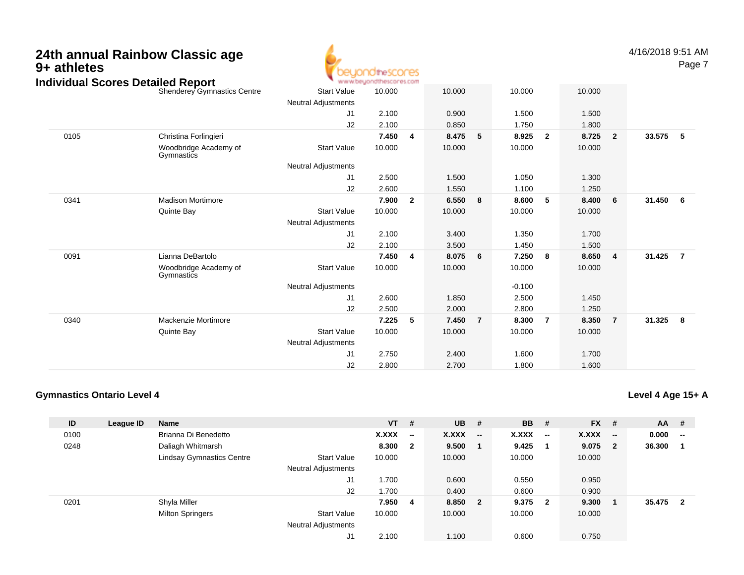# 24th annual Rainbow Classic age 9+ athletes

## Individual Scores Detailed Report

4/16/2018 9:51 AM

| ID | League ID | Name | | VT | # | UB | # | BB | # | FX | # | AA | # |
|---|---|---|---|---|---|---|---|---|---|---|---|---|---|
| | | Shenderey Gymnastics Centre | Start Value | 10.000 | | 10.000 | | 10.000 | | 10.000 | | | |
| | | | Neutral Adjustments | | | | | | | | | | |
| | | | J1 | 2.100 | | 0.900 | | 1.500 | | 1.500 | | | |
| | | | J2 | 2.100 | | 0.850 | | 1.750 | | 1.800 | | | |
| 0105 | | Christina Forlingieri | | **7.450** | **4** | **8.475** | **5** | **8.925** | **2** | **8.725** | **2** | **33.575** | **5** |
| | | Woodbridge Academy of Gymnastics | Start Value | 10.000 | | 10.000 | | 10.000 | | 10.000 | | | |
| | | | Neutral Adjustments | | | | | | | | | | |
| | | | J1 | 2.500 | | 1.500 | | 1.050 | | 1.300 | | | |
| | | | J2 | 2.600 | | 1.550 | | 1.100 | | 1.250 | | | |
| 0341 | | Madison Mortimore | | **7.900** | **2** | **6.550** | **8** | **8.600** | **5** | **8.400** | **6** | **31.450** | **6** |
| | | Quinte Bay | Start Value | 10.000 | | 10.000 | | 10.000 | | 10.000 | | | |
| | | | Neutral Adjustments | | | | | | | | | | |
| | | | J1 | 2.100 | | 3.400 | | 1.350 | | 1.700 | | | |
| | | | J2 | 2.100 | | 3.500 | | 1.450 | | 1.500 | | | |
| 0091 | | Lianna DeBartolo | | **7.450** | **4** | **8.075** | **6** | **7.250** | **8** | **8.650** | **4** | **31.425** | **7** |
| | | Woodbridge Academy of Gymnastics | Start Value | 10.000 | | 10.000 | | 10.000 | | 10.000 | | | |
| | | | Neutral Adjustments | | | | | -0.100 | | | | | |
| | | | J1 | 2.600 | | 1.850 | | 2.500 | | 1.450 | | | |
| | | | J2 | 2.500 | | 2.000 | | 2.800 | | 1.250 | | | |
| 0340 | | Mackenzie Mortimore | | **7.225** | **5** | **7.450** | **7** | **8.300** | **7** | **8.350** | **7** | **31.325** | **8** |
| | | Quinte Bay | Start Value | 10.000 | | 10.000 | | 10.000 | | 10.000 | | | |
| | | | Neutral Adjustments | | | | | | | | | | |
| | | | J1 | 2.750 | | 2.400 | | 1.600 | | 1.700 | | | |
| | | | J2 | 2.800 | | 2.700 | | 1.800 | | 1.600 | | | |

### Gymnastics Ontario Level 4

**Level 4 Age 15+ A**

| ID | League ID | Name | | VT | # | UB | # | BB | # | FX | # | AA | # |
|---|---|---|---|---|---|---|---|---|---|---|---|---|---|
| 0100 | | Brianna Di Benedetto | | **X.XXX** | **--** | **X.XXX** | **--** | **X.XXX** | **--** | **X.XXX** | **--** | **0.000** | **--** |
| 0248 | | Daliagh Whitmarsh | | **8.300** | **2** | **9.500** | **1** | **9.425** | **1** | **9.075** | **2** | **36.300** | **1** |
| | | Lindsay Gymnastics Centre | Start Value | 10.000 | | 10.000 | | 10.000 | | 10.000 | | | |
| | | | Neutral Adjustments | | | | | | | | | | |
| | | | J1 | 1.700 | | 0.600 | | 0.550 | | 0.950 | | | |
| | | | J2 | 1.700 | | 0.400 | | 0.600 | | 0.900 | | | |
| 0201 | | Shyla Miller | | **7.950** | **4** | **8.850** | **2** | **9.375** | **2** | **9.300** | **1** | **35.475** | **2** |
| | | Milton Springers | Start Value | 10.000 | | 10.000 | | 10.000 | | 10.000 | | | |
| | | | Neutral Adjustments | | | | | | | | | | |
| | | | J1 | 2.100 | | 1.100 | | 0.600 | | 0.750 | | | |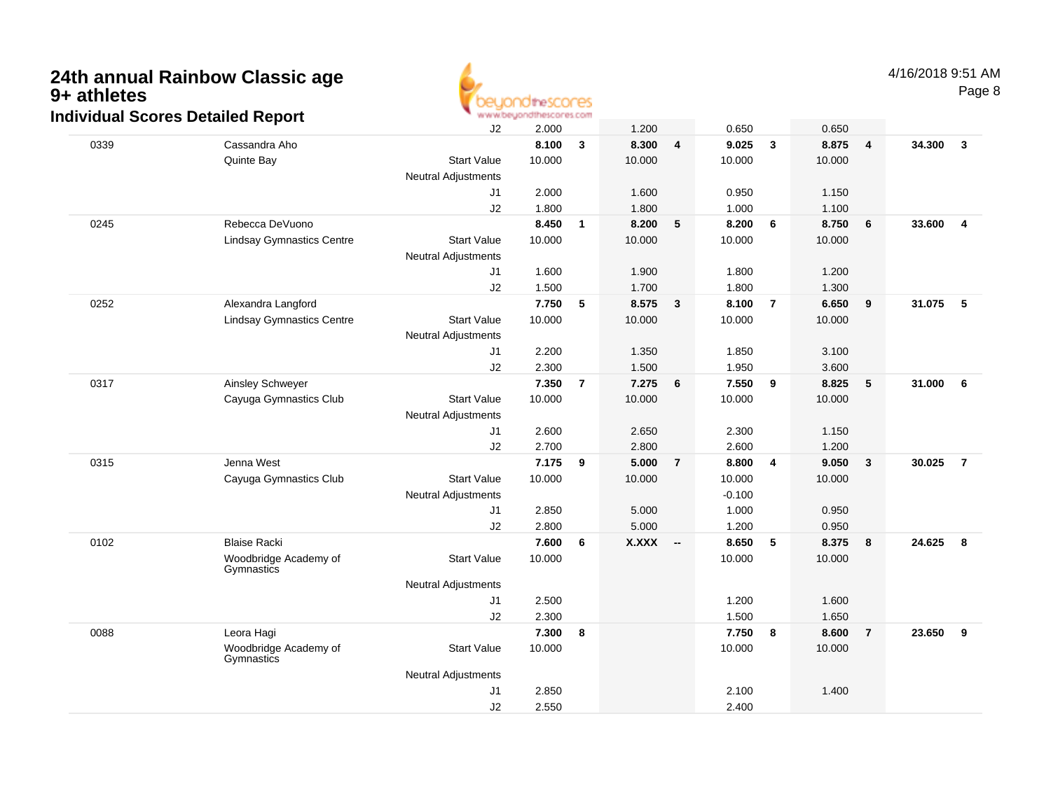# 24th annual Rainbow Classic age 9+ athletes

## Individual Scores Detailed Report

4/16/2018 9:51 AM

| # | Name / Club | | Vault | Rank | Bars | Rank | Beam | Rank | Floor | Rank | AA | Rank |
|---|---|---|---|---|---|---|---|---|---|---|---|---|
| | | J2 | 2.000 | | 1.200 | | 0.650 | | 0.650 | | | |
| 0339 | Cassandra Aho | | **8.100** | **3** | **8.300** | **4** | **9.025** | **3** | **8.875** | **4** | **34.300** | **3** |
| | Quinte Bay | Start Value | 10.000 | | 10.000 | | 10.000 | | 10.000 | | | |
| | | Neutral Adjustments | | | | | | | | | | |
| | | J1 | 2.000 | | 1.600 | | 0.950 | | 1.150 | | | |
| | | J2 | 1.800 | | 1.800 | | 1.000 | | 1.100 | | | |
| 0245 | Rebecca DeVuono | | **8.450** | **1** | **8.200** | **5** | **8.200** | **6** | **8.750** | **6** | **33.600** | **4** |
| | Lindsay Gymnastics Centre | Start Value | 10.000 | | 10.000 | | 10.000 | | 10.000 | | | |
| | | Neutral Adjustments | | | | | | | | | | |
| | | J1 | 1.600 | | 1.900 | | 1.800 | | 1.200 | | | |
| | | J2 | 1.500 | | 1.700 | | 1.800 | | 1.300 | | | |
| 0252 | Alexandra Langford | | **7.750** | **5** | **8.575** | **3** | **8.100** | **7** | **6.650** | **9** | **31.075** | **5** |
| | Lindsay Gymnastics Centre | Start Value | 10.000 | | 10.000 | | 10.000 | | 10.000 | | | |
| | | Neutral Adjustments | | | | | | | | | | |
| | | J1 | 2.200 | | 1.350 | | 1.850 | | 3.100 | | | |
| | | J2 | 2.300 | | 1.500 | | 1.950 | | 3.600 | | | |
| 0317 | Ainsley Schweyer | | **7.350** | **7** | **7.275** | **6** | **7.550** | **9** | **8.825** | **5** | **31.000** | **6** |
| | Cayuga Gymnastics Club | Start Value | 10.000 | | 10.000 | | 10.000 | | 10.000 | | | |
| | | Neutral Adjustments | | | | | | | | | | |
| | | J1 | 2.600 | | 2.650 | | 2.300 | | 1.150 | | | |
| | | J2 | 2.700 | | 2.800 | | 2.600 | | 1.200 | | | |
| 0315 | Jenna West | | **7.175** | **9** | **5.000** | **7** | **8.800** | **4** | **9.050** | **3** | **30.025** | **7** |
| | Cayuga Gymnastics Club | Start Value | 10.000 | | 10.000 | | 10.000 | | 10.000 | | | |
| | | Neutral Adjustments | | | | | -0.100 | | | | | |
| | | J1 | 2.850 | | 5.000 | | 1.000 | | 0.950 | | | |
| | | J2 | 2.800 | | 5.000 | | 1.200 | | 0.950 | | | |
| 0102 | Blaise Racki | | **7.600** | **6** | **X.XXX** | **--** | **8.650** | **5** | **8.375** | **8** | **24.625** | **8** |
| | Woodbridge Academy of Gymnastics | Start Value | 10.000 | | | | 10.000 | | 10.000 | | | |
| | | Neutral Adjustments | | | | | | | | | | |
| | | J1 | 2.500 | | | | 1.200 | | 1.600 | | | |
| | | J2 | 2.300 | | | | 1.500 | | 1.650 | | | |
| 0088 | Leora Hagi | | **7.300** | **8** | | | **7.750** | **8** | **8.600** | **7** | **23.650** | **9** |
| | Woodbridge Academy of Gymnastics | Start Value | 10.000 | | | | 10.000 | | 10.000 | | | |
| | | Neutral Adjustments | | | | | | | | | | |
| | | J1 | 2.850 | | | | 2.100 | | 1.400 | | | |
| | | J2 | 2.550 | | | | 2.400 | | | | | |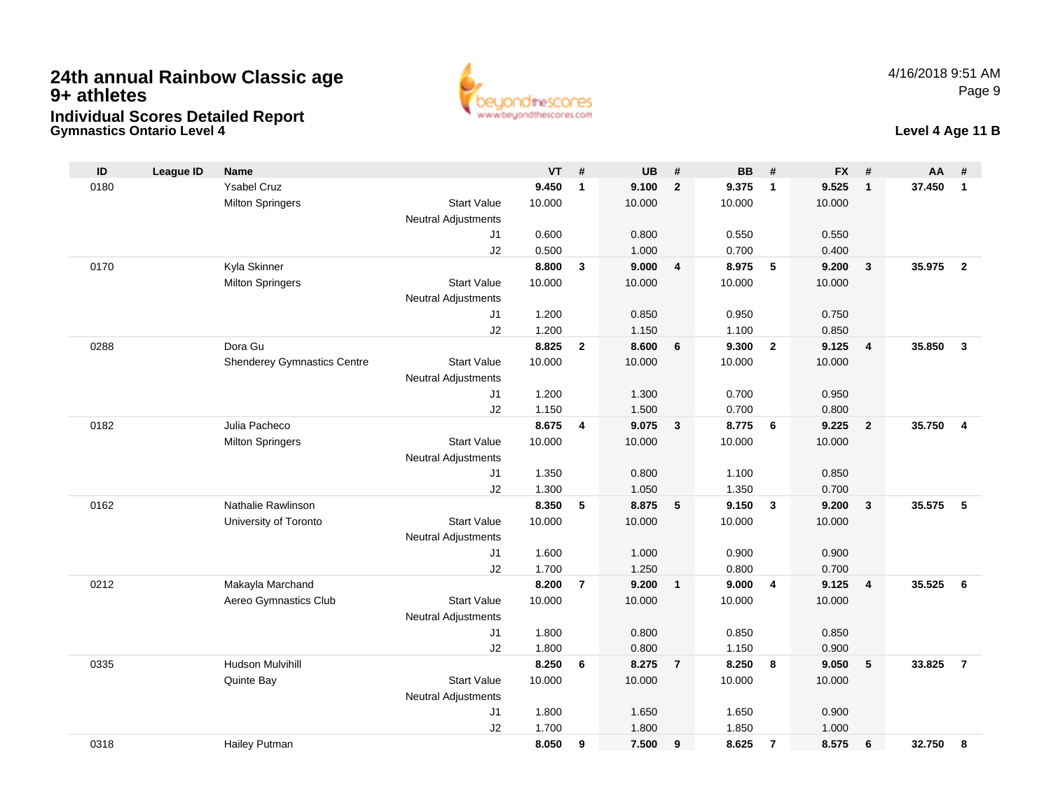# 24th annual Rainbow Classic age 9+ athletes

## Individual Scores Detailed Report

### Gymnastics Ontario Level 4

4/16/2018 9:51 AM

**Level 4 Age 11 B**

| ID | League ID | Name | | VT | # | UB | # | BB | # | FX | # | AA | # |
|---|---|---|---|---|---|---|---|---|---|---|---|---|---|
| 0180 | | Ysabel Cruz | | **9.450** | **1** | **9.100** | **2** | **9.375** | **1** | **9.525** | **1** | **37.450** | **1** |
| | | Milton Springers | Start Value | 10.000 | | 10.000 | | 10.000 | | 10.000 | | | |
| | | | Neutral Adjustments | | | | | | | | | | |
| | | | J1 | 0.600 | | 0.800 | | 0.550 | | 0.550 | | | |
| | | | J2 | 0.500 | | 1.000 | | 0.700 | | 0.400 | | | |
| 0170 | | Kyla Skinner | | **8.800** | **3** | **9.000** | **4** | **8.975** | **5** | **9.200** | **3** | **35.975** | **2** |
| | | Milton Springers | Start Value | 10.000 | | 10.000 | | 10.000 | | 10.000 | | | |
| | | | Neutral Adjustments | | | | | | | | | | |
| | | | J1 | 1.200 | | 0.850 | | 0.950 | | 0.750 | | | |
| | | | J2 | 1.200 | | 1.150 | | 1.100 | | 0.850 | | | |
| 0288 | | Dora Gu | | **8.825** | **2** | **8.600** | **6** | **9.300** | **2** | **9.125** | **4** | **35.850** | **3** |
| | | Shenderey Gymnastics Centre | Start Value | 10.000 | | 10.000 | | 10.000 | | 10.000 | | | |
| | | | Neutral Adjustments | | | | | | | | | | |
| | | | J1 | 1.200 | | 1.300 | | 0.700 | | 0.950 | | | |
| | | | J2 | 1.150 | | 1.500 | | 0.700 | | 0.800 | | | |
| 0182 | | Julia Pacheco | | **8.675** | **4** | **9.075** | **3** | **8.775** | **6** | **9.225** | **2** | **35.750** | **4** |
| | | Milton Springers | Start Value | 10.000 | | 10.000 | | 10.000 | | 10.000 | | | |
| | | | Neutral Adjustments | | | | | | | | | | |
| | | | J1 | 1.350 | | 0.800 | | 1.100 | | 0.850 | | | |
| | | | J2 | 1.300 | | 1.050 | | 1.350 | | 0.700 | | | |
| 0162 | | Nathalie Rawlinson | | **8.350** | **5** | **8.875** | **5** | **9.150** | **3** | **9.200** | **3** | **35.575** | **5** |
| | | University of Toronto | Start Value | 10.000 | | 10.000 | | 10.000 | | 10.000 | | | |
| | | | Neutral Adjustments | | | | | | | | | | |
| | | | J1 | 1.600 | | 1.000 | | 0.900 | | 0.900 | | | |
| | | | J2 | 1.700 | | 1.250 | | 0.800 | | 0.700 | | | |
| 0212 | | Makayla Marchand | | **8.200** | **7** | **9.200** | **1** | **9.000** | **4** | **9.125** | **4** | **35.525** | **6** |
| | | Aereo Gymnastics Club | Start Value | 10.000 | | 10.000 | | 10.000 | | 10.000 | | | |
| | | | Neutral Adjustments | | | | | | | | | | |
| | | | J1 | 1.800 | | 0.800 | | 0.850 | | 0.850 | | | |
| | | | J2 | 1.800 | | 0.800 | | 1.150 | | 0.900 | | | |
| 0335 | | Hudson Mulvihill | | **8.250** | **6** | **8.275** | **7** | **8.250** | **8** | **9.050** | **5** | **33.825** | **7** |
| | | Quinte Bay | Start Value | 10.000 | | 10.000 | | 10.000 | | 10.000 | | | |
| | | | Neutral Adjustments | | | | | | | | | | |
| | | | J1 | 1.800 | | 1.650 | | 1.650 | | 0.900 | | | |
| | | | J2 | 1.700 | | 1.800 | | 1.850 | | 1.000 | | | |
| 0318 | | Hailey Putman | | **8.050** | **9** | **7.500** | **9** | **8.625** | **7** | **8.575** | **6** | **32.750** | **8** |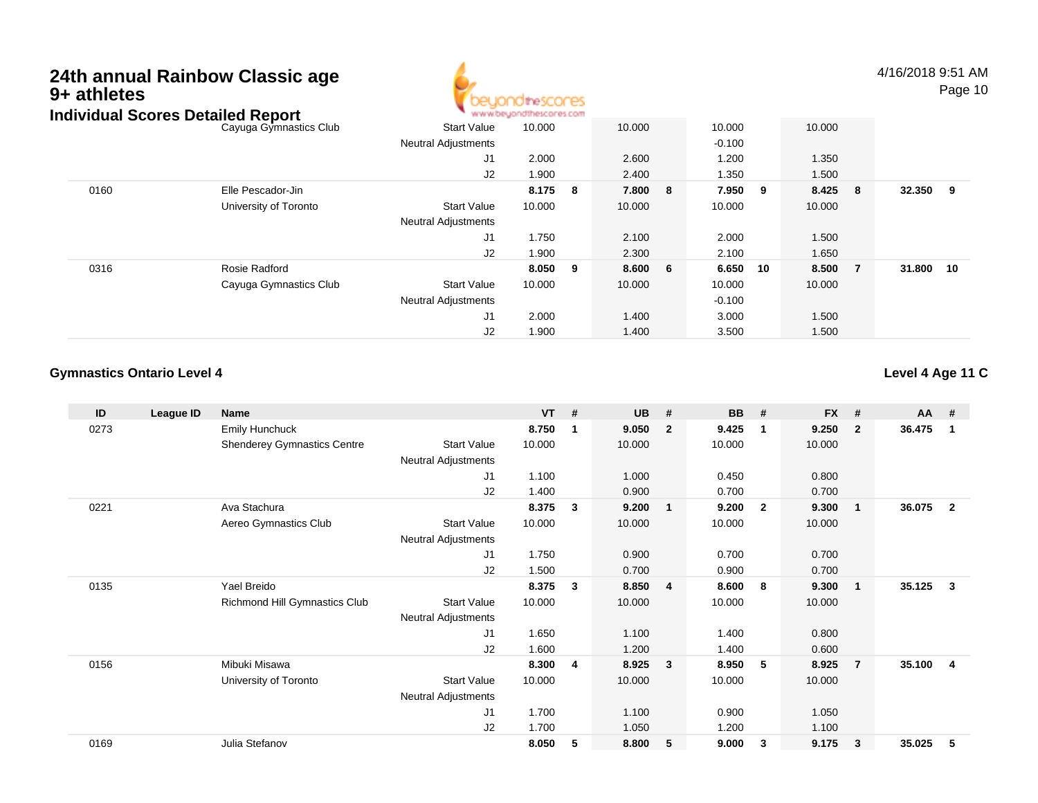# 24th annual Rainbow Classic age 9+ athletes

## Individual Scores Detailed Report

| ID | League ID | Name | | VT | # | UB | # | BB | # | FX | # | AA | # |
|---|---|---|---|---|---|---|---|---|---|---|---|---|---|
| | | Cayuga Gymnastics Club | Start Value | 10.000 | | 10.000 | | 10.000 | | 10.000 | | | |
| | | | Neutral Adjustments | | | | | -0.100 | | | | | |
| | | | J1 | 2.000 | | 2.600 | | 1.200 | | 1.350 | | | |
| | | | J2 | 1.900 | | 2.400 | | 1.350 | | 1.500 | | | |
| 0160 | | Elle Pescador-Jin | | **8.175** | **8** | **7.800** | **8** | **7.950** | **9** | **8.425** | **8** | **32.350** | **9** |
| | | University of Toronto | Start Value | 10.000 | | 10.000 | | 10.000 | | 10.000 | | | |
| | | | Neutral Adjustments | | | | | | | | | | |
| | | | J1 | 1.750 | | 2.100 | | 2.000 | | 1.500 | | | |
| | | | J2 | 1.900 | | 2.300 | | 2.100 | | 1.650 | | | |
| 0316 | | Rosie Radford | | **8.050** | **9** | **8.600** | **6** | **6.650** | **10** | **8.500** | **7** | **31.800** | **10** |
| | | Cayuga Gymnastics Club | Start Value | 10.000 | | 10.000 | | 10.000 | | 10.000 | | | |
| | | | Neutral Adjustments | | | | | -0.100 | | | | | |
| | | | J1 | 2.000 | | 1.400 | | 3.000 | | 1.500 | | | |
| | | | J2 | 1.900 | | 1.400 | | 3.500 | | 1.500 | | | |

### Gymnastics Ontario Level 4

**Level 4 Age 11 C**

| ID | League ID | Name | | VT | # | UB | # | BB | # | FX | # | AA | # |
|---|---|---|---|---|---|---|---|---|---|---|---|---|---|
| 0273 | | Emily Hunchuck | | **8.750** | **1** | **9.050** | **2** | **9.425** | **1** | **9.250** | **2** | **36.475** | **1** |
| | | Shenderey Gymnastics Centre | Start Value | 10.000 | | 10.000 | | 10.000 | | 10.000 | | | |
| | | | Neutral Adjustments | | | | | | | | | | |
| | | | J1 | 1.100 | | 1.000 | | 0.450 | | 0.800 | | | |
| | | | J2 | 1.400 | | 0.900 | | 0.700 | | 0.700 | | | |
| 0221 | | Ava Stachura | | **8.375** | **3** | **9.200** | **1** | **9.200** | **2** | **9.300** | **1** | **36.075** | **2** |
| | | Aereo Gymnastics Club | Start Value | 10.000 | | 10.000 | | 10.000 | | 10.000 | | | |
| | | | Neutral Adjustments | | | | | | | | | | |
| | | | J1 | 1.750 | | 0.900 | | 0.700 | | 0.700 | | | |
| | | | J2 | 1.500 | | 0.700 | | 0.900 | | 0.700 | | | |
| 0135 | | Yael Breido | | **8.375** | **3** | **8.850** | **4** | **8.600** | **8** | **9.300** | **1** | **35.125** | **3** |
| | | Richmond Hill Gymnastics Club | Start Value | 10.000 | | 10.000 | | 10.000 | | 10.000 | | | |
| | | | Neutral Adjustments | | | | | | | | | | |
| | | | J1 | 1.650 | | 1.100 | | 1.400 | | 0.800 | | | |
| | | | J2 | 1.600 | | 1.200 | | 1.400 | | 0.600 | | | |
| 0156 | | Mibuki Misawa | | **8.300** | **4** | **8.925** | **3** | **8.950** | **5** | **8.925** | **7** | **35.100** | **4** |
| | | University of Toronto | Start Value | 10.000 | | 10.000 | | 10.000 | | 10.000 | | | |
| | | | Neutral Adjustments | | | | | | | | | | |
| | | | J1 | 1.700 | | 1.100 | | 0.900 | | 1.050 | | | |
| | | | J2 | 1.700 | | 1.050 | | 1.200 | | 1.100 | | | |
| 0169 | | Julia Stefanov | | **8.050** | **5** | **8.800** | **5** | **9.000** | **3** | **9.175** | **3** | **35.025** | **5** |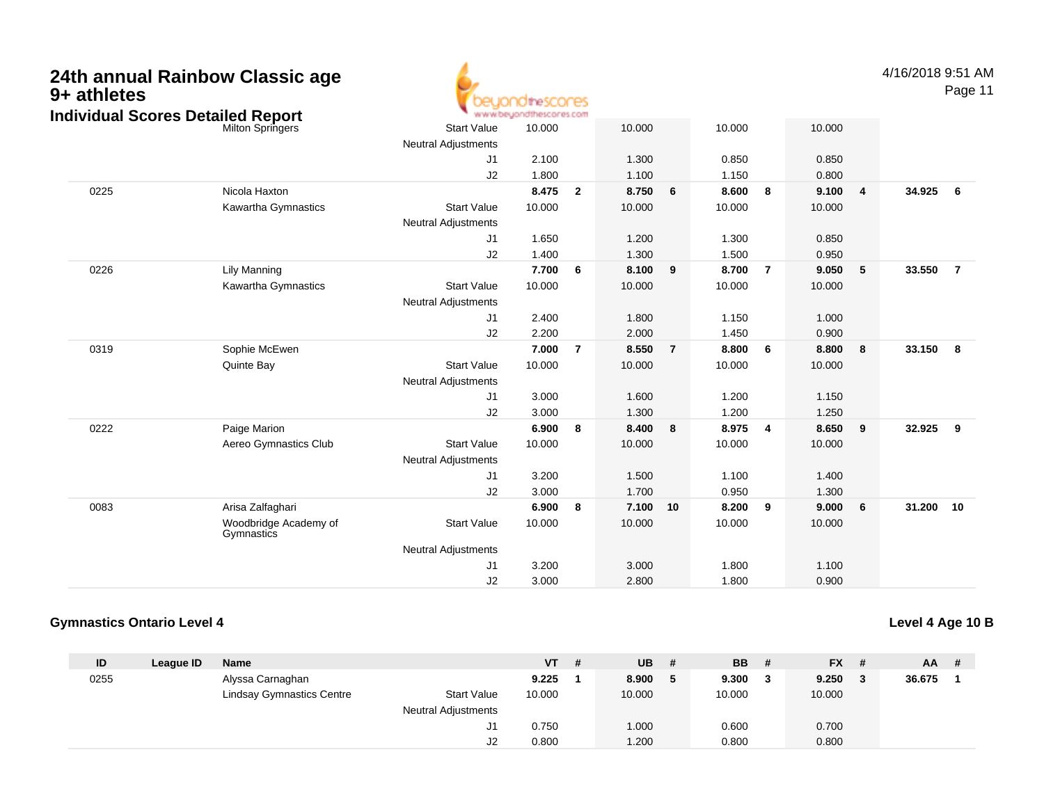# 24th annual Rainbow Classic age 9+ athletes

## Individual Scores Detailed Report

4/16/2018 9:51 AM

| ID | League ID | Name | | VT | # | UB | # | BB | # | FX | # | AA | # |
|---|---|---|---|---|---|---|---|---|---|---|---|---|---|
| | | Milton Springers | Start Value | 10.000 | | 10.000 | | 10.000 | | 10.000 | | | |
| | | | Neutral Adjustments | | | | | | | | | | |
| | | | J1 | 2.100 | | 1.300 | | 0.850 | | 0.850 | | | |
| | | | J2 | 1.800 | | 1.100 | | 1.150 | | 0.800 | | | |
| 0225 | | Nicola Haxton | | 8.475 | 2 | 8.750 | 6 | 8.600 | 8 | 9.100 | 4 | 34.925 | 6 |
| | | Kawartha Gymnastics | Start Value | 10.000 | | 10.000 | | 10.000 | | 10.000 | | | |
| | | | Neutral Adjustments | | | | | | | | | | |
| | | | J1 | 1.650 | | 1.200 | | 1.300 | | 0.850 | | | |
| | | | J2 | 1.400 | | 1.300 | | 1.500 | | 0.950 | | | |
| 0226 | | Lily Manning | | 7.700 | 6 | 8.100 | 9 | 8.700 | 7 | 9.050 | 5 | 33.550 | 7 |
| | | Kawartha Gymnastics | Start Value | 10.000 | | 10.000 | | 10.000 | | 10.000 | | | |
| | | | Neutral Adjustments | | | | | | | | | | |
| | | | J1 | 2.400 | | 1.800 | | 1.150 | | 1.000 | | | |
| | | | J2 | 2.200 | | 2.000 | | 1.450 | | 0.900 | | | |
| 0319 | | Sophie McEwen | | 7.000 | 7 | 8.550 | 7 | 8.800 | 6 | 8.800 | 8 | 33.150 | 8 |
| | | Quinte Bay | Start Value | 10.000 | | 10.000 | | 10.000 | | 10.000 | | | |
| | | | Neutral Adjustments | | | | | | | | | | |
| | | | J1 | 3.000 | | 1.600 | | 1.200 | | 1.150 | | | |
| | | | J2 | 3.000 | | 1.300 | | 1.200 | | 1.250 | | | |
| 0222 | | Paige Marion | | 6.900 | 8 | 8.400 | 8 | 8.975 | 4 | 8.650 | 9 | 32.925 | 9 |
| | | Aereo Gymnastics Club | Start Value | 10.000 | | 10.000 | | 10.000 | | 10.000 | | | |
| | | | Neutral Adjustments | | | | | | | | | | |
| | | | J1 | 3.200 | | 1.500 | | 1.100 | | 1.400 | | | |
| | | | J2 | 3.000 | | 1.700 | | 0.950 | | 1.300 | | | |
| 0083 | | Arisa Zalfaghari | | 6.900 | 8 | 7.100 | 10 | 8.200 | 9 | 9.000 | 6 | 31.200 | 10 |
| | | Woodbridge Academy of Gymnastics | Start Value | 10.000 | | 10.000 | | 10.000 | | 10.000 | | | |
| | | | Neutral Adjustments | | | | | | | | | | |
| | | | J1 | 3.200 | | 3.000 | | 1.800 | | 1.100 | | | |
| | | | J2 | 3.000 | | 2.800 | | 1.800 | | 0.900 | | | |

### Gymnastics Ontario Level 4

### Level 4 Age 10 B

| ID | League ID | Name | | VT | # | UB | # | BB | # | FX | # | AA | # |
|---|---|---|---|---|---|---|---|---|---|---|---|---|---|
| 0255 | | Alyssa Carnaghan | | 9.225 | 1 | 8.900 | 5 | 9.300 | 3 | 9.250 | 3 | 36.675 | 1 |
| | | Lindsay Gymnastics Centre | Start Value | 10.000 | | 10.000 | | 10.000 | | 10.000 | | | |
| | | | Neutral Adjustments | | | | | | | | | | |
| | | | J1 | 0.750 | | 1.000 | | 0.600 | | 0.700 | | | |
| | | | J2 | 0.800 | | 1.200 | | 0.800 | | 0.800 | | | |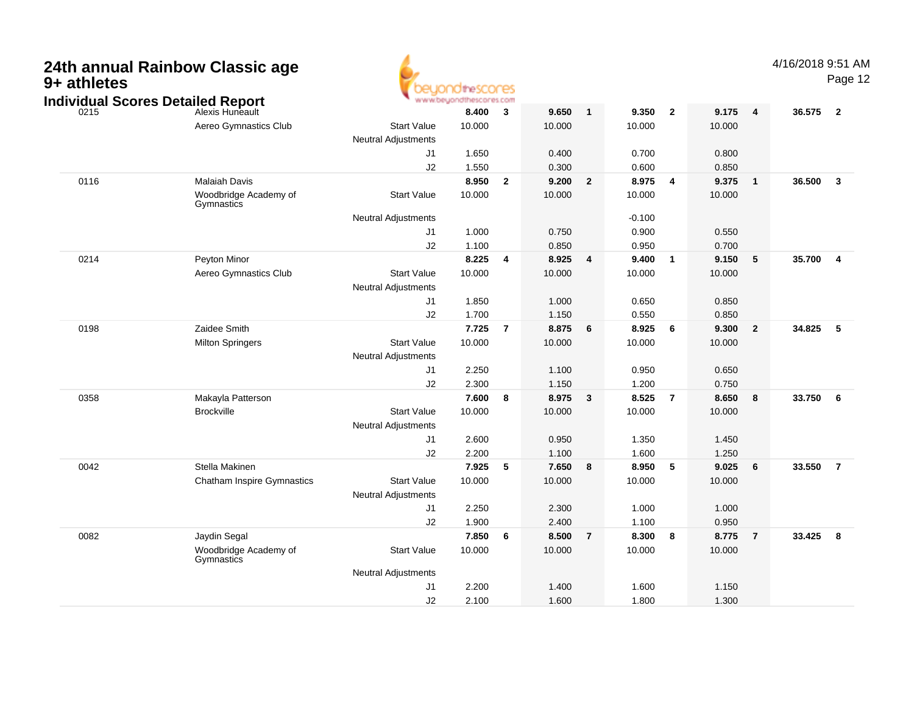# 24th annual Rainbow Classic age 9+ athletes

## Individual Scores Detailed Report

4/16/2018 9:51 AM

| | | | | | | | | | | | | |
|---|---|---|---|---|---|---|---|---|---|---|---|---|
| 0215 | Alexis Huneault | | **8.400** | **3** | **9.650** | **1** | **9.350** | **2** | **9.175** | **4** | **36.575** | **2** |
| | Aereo Gymnastics Club | Start Value | 10.000 | | 10.000 | | 10.000 | | 10.000 | | | |
| | | Neutral Adjustments | | | | | | | | | | |
| | | J1 | 1.650 | | 0.400 | | 0.700 | | 0.800 | | | |
| | | J2 | 1.550 | | 0.300 | | 0.600 | | 0.850 | | | |
| 0116 | Malaiah Davis | | **8.950** | **2** | **9.200** | **2** | **8.975** | **4** | **9.375** | **1** | **36.500** | **3** |
| | Woodbridge Academy of Gymnastics | Start Value | 10.000 | | 10.000 | | 10.000 | | 10.000 | | | |
| | | Neutral Adjustments | | | | | -0.100 | | | | | |
| | | J1 | 1.000 | | 0.750 | | 0.900 | | 0.550 | | | |
| | | J2 | 1.100 | | 0.850 | | 0.950 | | 0.700 | | | |
| 0214 | Peyton Minor | | **8.225** | **4** | **8.925** | **4** | **9.400** | **1** | **9.150** | **5** | **35.700** | **4** |
| | Aereo Gymnastics Club | Start Value | 10.000 | | 10.000 | | 10.000 | | 10.000 | | | |
| | | Neutral Adjustments | | | | | | | | | | |
| | | J1 | 1.850 | | 1.000 | | 0.650 | | 0.850 | | | |
| | | J2 | 1.700 | | 1.150 | | 0.550 | | 0.850 | | | |
| 0198 | Zaidee Smith | | **7.725** | **7** | **8.875** | **6** | **8.925** | **6** | **9.300** | **2** | **34.825** | **5** |
| | Milton Springers | Start Value | 10.000 | | 10.000 | | 10.000 | | 10.000 | | | |
| | | Neutral Adjustments | | | | | | | | | | |
| | | J1 | 2.250 | | 1.100 | | 0.950 | | 0.650 | | | |
| | | J2 | 2.300 | | 1.150 | | 1.200 | | 0.750 | | | |
| 0358 | Makayla Patterson | | **7.600** | **8** | **8.975** | **3** | **8.525** | **7** | **8.650** | **8** | **33.750** | **6** |
| | Brockville | Start Value | 10.000 | | 10.000 | | 10.000 | | 10.000 | | | |
| | | Neutral Adjustments | | | | | | | | | | |
| | | J1 | 2.600 | | 0.950 | | 1.350 | | 1.450 | | | |
| | | J2 | 2.200 | | 1.100 | | 1.600 | | 1.250 | | | |
| 0042 | Stella Makinen | | **7.925** | **5** | **7.650** | **8** | **8.950** | **5** | **9.025** | **6** | **33.550** | **7** |
| | Chatham Inspire Gymnastics | Start Value | 10.000 | | 10.000 | | 10.000 | | 10.000 | | | |
| | | Neutral Adjustments | | | | | | | | | | |
| | | J1 | 2.250 | | 2.300 | | 1.000 | | 1.000 | | | |
| | | J2 | 1.900 | | 2.400 | | 1.100 | | 0.950 | | | |
| 0082 | Jaydin Segal | | **7.850** | **6** | **8.500** | **7** | **8.300** | **8** | **8.775** | **7** | **33.425** | **8** |
| | Woodbridge Academy of Gymnastics | Start Value | 10.000 | | 10.000 | | 10.000 | | 10.000 | | | |
| | | Neutral Adjustments | | | | | | | | | | |
| | | J1 | 2.200 | | 1.400 | | 1.600 | | 1.150 | | | |
| | | J2 | 2.100 | | 1.600 | | 1.800 | | 1.300 | | | |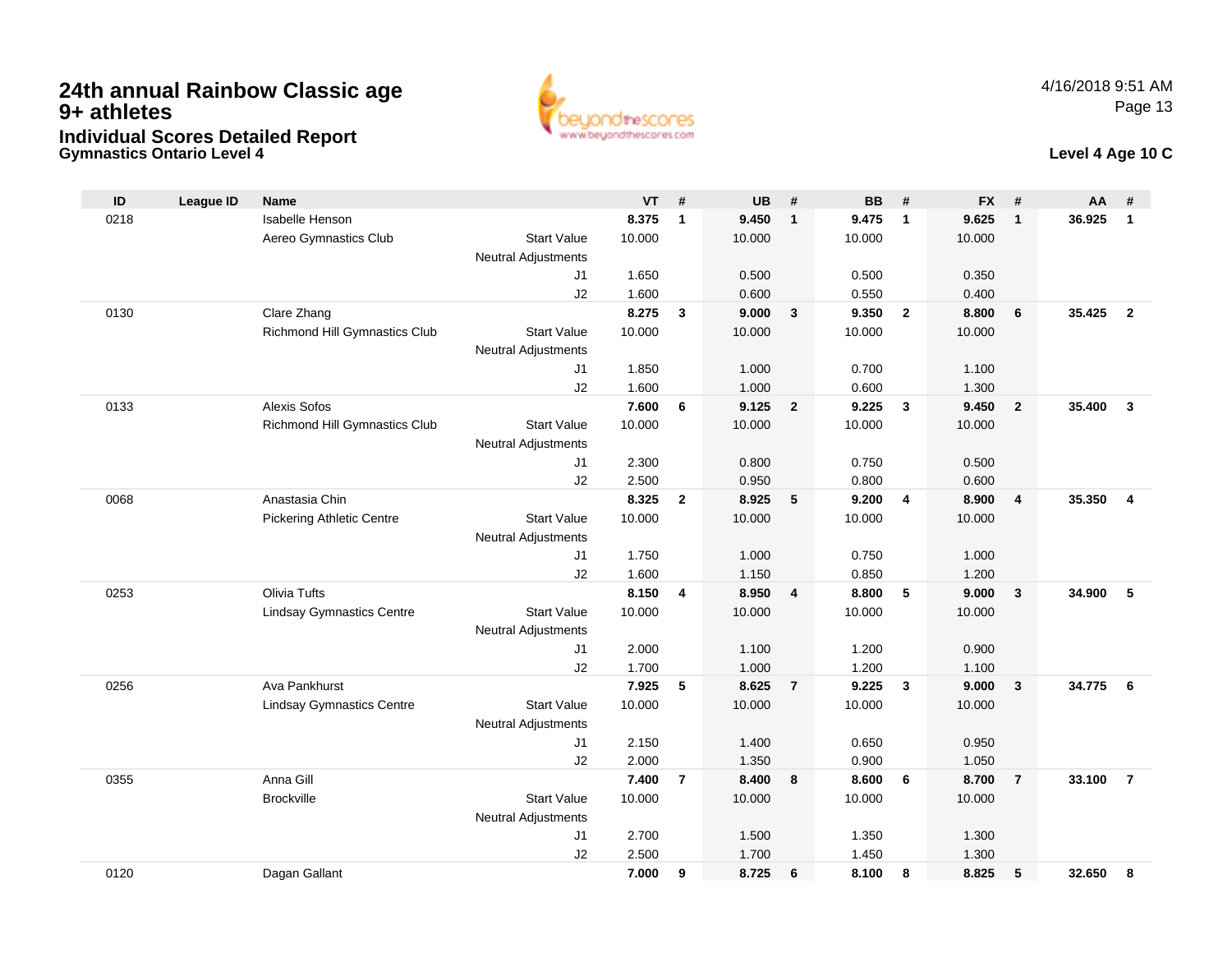# 24th annual Rainbow Classic age 9+ athletes

## Individual Scores Detailed Report

### Gymnastics Ontario Level 4

4/16/2018 9:51 AM

**Level 4 Age 10 C**

| ID | League ID | Name | | VT | # | UB | # | BB | # | FX | # | AA | # |
|---|---|---|---|---|---|---|---|---|---|---|---|---|---|
| 0218 | | Isabelle Henson | | **8.375** | **1** | **9.450** | **1** | **9.475** | **1** | **9.625** | **1** | **36.925** | **1** |
| | | Aereo Gymnastics Club | Start Value | 10.000 | | 10.000 | | 10.000 | | 10.000 | | | |
| | | | Neutral Adjustments | | | | | | | | | | |
| | | | J1 | 1.650 | | 0.500 | | 0.500 | | 0.350 | | | |
| | | | J2 | 1.600 | | 0.600 | | 0.550 | | 0.400 | | | |
| 0130 | | Clare Zhang | | **8.275** | **3** | **9.000** | **3** | **9.350** | **2** | **8.800** | **6** | **35.425** | **2** |
| | | Richmond Hill Gymnastics Club | Start Value | 10.000 | | 10.000 | | 10.000 | | 10.000 | | | |
| | | | Neutral Adjustments | | | | | | | | | | |
| | | | J1 | 1.850 | | 1.000 | | 0.700 | | 1.100 | | | |
| | | | J2 | 1.600 | | 1.000 | | 0.600 | | 1.300 | | | |
| 0133 | | Alexis Sofos | | **7.600** | **6** | **9.125** | **2** | **9.225** | **3** | **9.450** | **2** | **35.400** | **3** |
| | | Richmond Hill Gymnastics Club | Start Value | 10.000 | | 10.000 | | 10.000 | | 10.000 | | | |
| | | | Neutral Adjustments | | | | | | | | | | |
| | | | J1 | 2.300 | | 0.800 | | 0.750 | | 0.500 | | | |
| | | | J2 | 2.500 | | 0.950 | | 0.800 | | 0.600 | | | |
| 0068 | | Anastasia Chin | | **8.325** | **2** | **8.925** | **5** | **9.200** | **4** | **8.900** | **4** | **35.350** | **4** |
| | | Pickering Athletic Centre | Start Value | 10.000 | | 10.000 | | 10.000 | | 10.000 | | | |
| | | | Neutral Adjustments | | | | | | | | | | |
| | | | J1 | 1.750 | | 1.000 | | 0.750 | | 1.000 | | | |
| | | | J2 | 1.600 | | 1.150 | | 0.850 | | 1.200 | | | |
| 0253 | | Olivia Tufts | | **8.150** | **4** | **8.950** | **4** | **8.800** | **5** | **9.000** | **3** | **34.900** | **5** |
| | | Lindsay Gymnastics Centre | Start Value | 10.000 | | 10.000 | | 10.000 | | 10.000 | | | |
| | | | Neutral Adjustments | | | | | | | | | | |
| | | | J1 | 2.000 | | 1.100 | | 1.200 | | 0.900 | | | |
| | | | J2 | 1.700 | | 1.000 | | 1.200 | | 1.100 | | | |
| 0256 | | Ava Pankhurst | | **7.925** | **5** | **8.625** | **7** | **9.225** | **3** | **9.000** | **3** | **34.775** | **6** |
| | | Lindsay Gymnastics Centre | Start Value | 10.000 | | 10.000 | | 10.000 | | 10.000 | | | |
| | | | Neutral Adjustments | | | | | | | | | | |
| | | | J1 | 2.150 | | 1.400 | | 0.650 | | 0.950 | | | |
| | | | J2 | 2.000 | | 1.350 | | 0.900 | | 1.050 | | | |
| 0355 | | Anna Gill | | **7.400** | **7** | **8.400** | **8** | **8.600** | **6** | **8.700** | **7** | **33.100** | **7** |
| | | Brockville | Start Value | 10.000 | | 10.000 | | 10.000 | | 10.000 | | | |
| | | | Neutral Adjustments | | | | | | | | | | |
| | | | J1 | 2.700 | | 1.500 | | 1.350 | | 1.300 | | | |
| | | | J2 | 2.500 | | 1.700 | | 1.450 | | 1.300 | | | |
| 0120 | | Dagan Gallant | | **7.000** | **9** | **8.725** | **6** | **8.100** | **8** | **8.825** | **5** | **32.650** | **8** |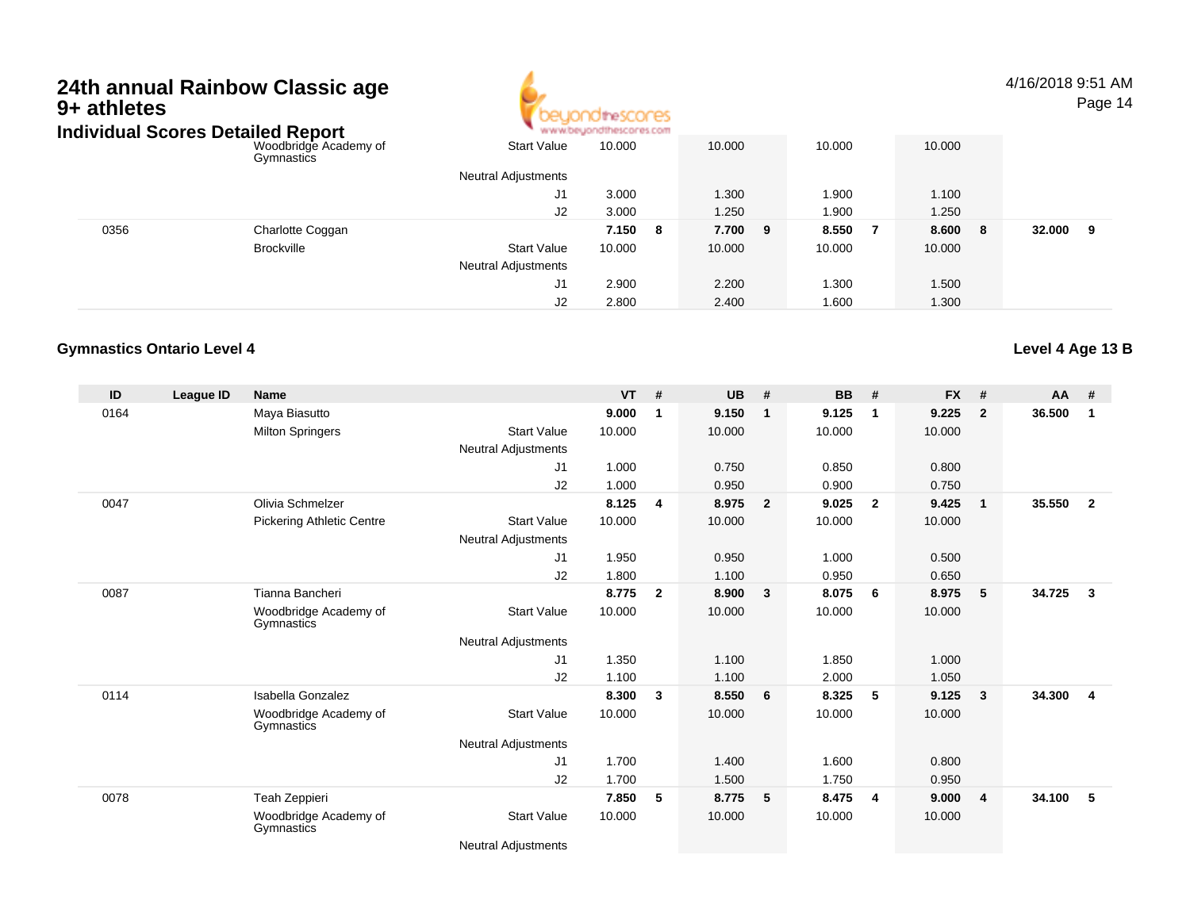| ID | League ID | Name | | VT | # | UB | # | BB | # | FX | # | AA | # |
|---|---|---|---|---|---|---|---|---|---|---|---|---|---|
| | | Woodbridge Academy of Gymnastics | Start Value | 10.000 | | 10.000 | | 10.000 | | 10.000 | | | |
| | | | Neutral Adjustments | | | | | | | | | | |
| | | | J1 | 3.000 | | 1.300 | | 1.900 | | 1.100 | | | |
| | | | J2 | 3.000 | | 1.250 | | 1.900 | | 1.250 | | | |
| 0356 | | Charlotte Coggan | | **7.150** | **8** | **7.700** | **9** | **8.550** | **7** | **8.600** | **8** | **32.000** | **9** |
| | | Brockville | Start Value | 10.000 | | 10.000 | | 10.000 | | 10.000 | | | |
| | | | Neutral Adjustments | | | | | | | | | | |
| | | | J1 | 2.900 | | 2.200 | | 1.300 | | 1.500 | | | |
| | | | J2 | 2.800 | | 2.400 | | 1.600 | | 1.300 | | | |

## Gymnastics Ontario Level 4

**Level 4 Age 13 B**

| ID | League ID | Name | | VT | # | UB | # | BB | # | FX | # | AA | # |
|---|---|---|---|---|---|---|---|---|---|---|---|---|---|
| 0164 | | Maya Biasutto | | **9.000** | **1** | **9.150** | **1** | **9.125** | **1** | **9.225** | **2** | **36.500** | **1** |
| | | Milton Springers | Start Value | 10.000 | | 10.000 | | 10.000 | | 10.000 | | | |
| | | | Neutral Adjustments | | | | | | | | | | |
| | | | J1 | 1.000 | | 0.750 | | 0.850 | | 0.800 | | | |
| | | | J2 | 1.000 | | 0.950 | | 0.900 | | 0.750 | | | |
| 0047 | | Olivia Schmelzer | | **8.125** | **4** | **8.975** | **2** | **9.025** | **2** | **9.425** | **1** | **35.550** | **2** |
| | | Pickering Athletic Centre | Start Value | 10.000 | | 10.000 | | 10.000 | | 10.000 | | | |
| | | | Neutral Adjustments | | | | | | | | | | |
| | | | J1 | 1.950 | | 0.950 | | 1.000 | | 0.500 | | | |
| | | | J2 | 1.800 | | 1.100 | | 0.950 | | 0.650 | | | |
| 0087 | | Tianna Bancheri | | **8.775** | **2** | **8.900** | **3** | **8.075** | **6** | **8.975** | **5** | **34.725** | **3** |
| | | Woodbridge Academy of Gymnastics | Start Value | 10.000 | | 10.000 | | 10.000 | | 10.000 | | | |
| | | | Neutral Adjustments | | | | | | | | | | |
| | | | J1 | 1.350 | | 1.100 | | 1.850 | | 1.000 | | | |
| | | | J2 | 1.100 | | 1.100 | | 2.000 | | 1.050 | | | |
| 0114 | | Isabella Gonzalez | | **8.300** | **3** | **8.550** | **6** | **8.325** | **5** | **9.125** | **3** | **34.300** | **4** |
| | | Woodbridge Academy of Gymnastics | Start Value | 10.000 | | 10.000 | | 10.000 | | 10.000 | | | |
| | | | Neutral Adjustments | | | | | | | | | | |
| | | | J1 | 1.700 | | 1.400 | | 1.600 | | 0.800 | | | |
| | | | J2 | 1.700 | | 1.500 | | 1.750 | | 0.950 | | | |
| 0078 | | Teah Zeppieri | | **7.850** | **5** | **8.775** | **5** | **8.475** | **4** | **9.000** | **4** | **34.100** | **5** |
| | | Woodbridge Academy of Gymnastics | Start Value | 10.000 | | 10.000 | | 10.000 | | 10.000 | | | |
| | | | Neutral Adjustments | | | | | | | | | | |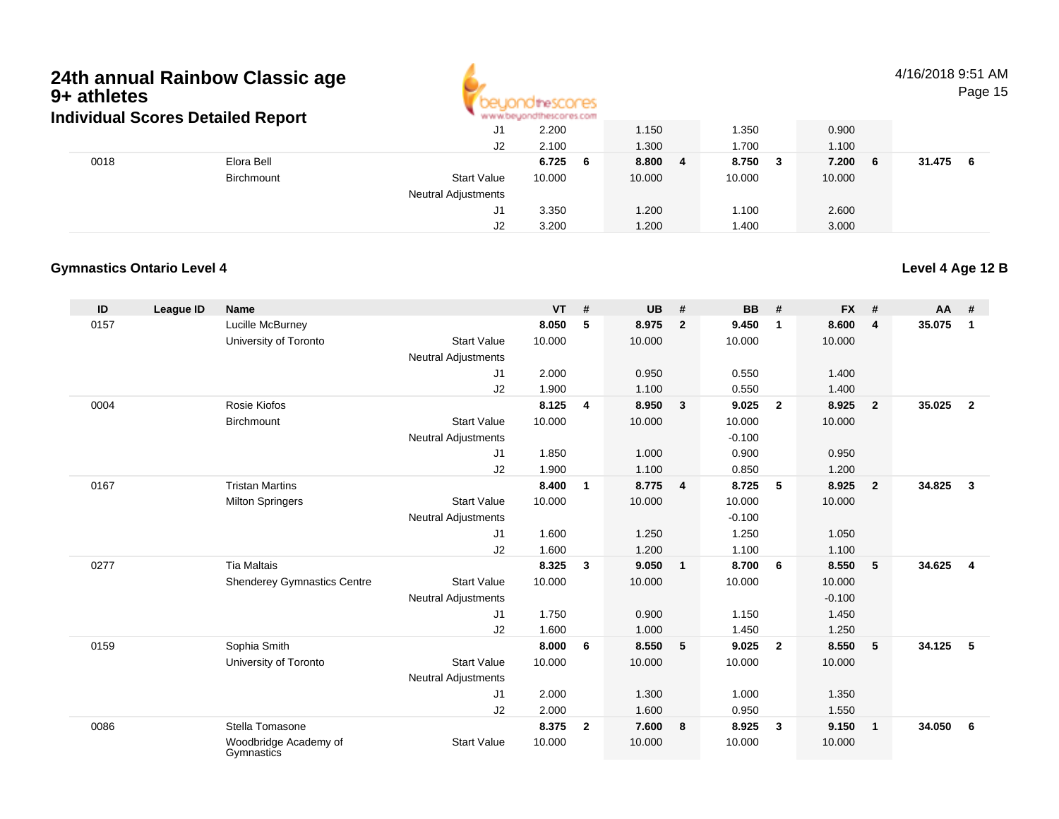# 24th annual Rainbow Classic age 9+ athletes

## Individual Scores Detailed Report

4/16/2018 9:51 AM

| ID | League ID | Name | | VT | # | UB | # | BB | # | FX | # | AA | # |
|---|---|---|---|---|---|---|---|---|---|---|---|---|---|
| | | | J1 | 2.200 | | 1.150 | | 1.350 | | 0.900 | | | |
| | | | J2 | 2.100 | | 1.300 | | 1.700 | | 1.100 | | | |
| 0018 | | Elora Bell | | **6.725** | **6** | **8.800** | **4** | **8.750** | **3** | **7.200** | **6** | **31.475** | **6** |
| | | Birchmount | Start Value | 10.000 | | 10.000 | | 10.000 | | 10.000 | | | |
| | | | Neutral Adjustments | | | | | | | | | | |
| | | | J1 | 3.350 | | 1.200 | | 1.100 | | 2.600 | | | |
| | | | J2 | 3.200 | | 1.200 | | 1.400 | | 3.000 | | | |

### Gymnastics Ontario Level 4

**Level 4 Age 12 B**

| ID | League ID | Name | | VT | # | UB | # | BB | # | FX | # | AA | # |
|---|---|---|---|---|---|---|---|---|---|---|---|---|---|
| 0157 | | Lucille McBurney | | **8.050** | **5** | **8.975** | **2** | **9.450** | **1** | **8.600** | **4** | **35.075** | **1** |
| | | University of Toronto | Start Value | 10.000 | | 10.000 | | 10.000 | | 10.000 | | | |
| | | | Neutral Adjustments | | | | | | | | | | |
| | | | J1 | 2.000 | | 0.950 | | 0.550 | | 1.400 | | | |
| | | | J2 | 1.900 | | 1.100 | | 0.550 | | 1.400 | | | |
| 0004 | | Rosie Kiofos | | **8.125** | **4** | **8.950** | **3** | **9.025** | **2** | **8.925** | **2** | **35.025** | **2** |
| | | Birchmount | Start Value | 10.000 | | 10.000 | | 10.000 | | 10.000 | | | |
| | | | Neutral Adjustments | | | | | -0.100 | | | | | |
| | | | J1 | 1.850 | | 1.000 | | 0.900 | | 0.950 | | | |
| | | | J2 | 1.900 | | 1.100 | | 0.850 | | 1.200 | | | |
| 0167 | | Tristan Martins | | **8.400** | **1** | **8.775** | **4** | **8.725** | **5** | **8.925** | **2** | **34.825** | **3** |
| | | Milton Springers | Start Value | 10.000 | | 10.000 | | 10.000 | | 10.000 | | | |
| | | | Neutral Adjustments | | | | | -0.100 | | | | | |
| | | | J1 | 1.600 | | 1.250 | | 1.250 | | 1.050 | | | |
| | | | J2 | 1.600 | | 1.200 | | 1.100 | | 1.100 | | | |
| 0277 | | Tia Maltais | | **8.325** | **3** | **9.050** | **1** | **8.700** | **6** | **8.550** | **5** | **34.625** | **4** |
| | | Shenderey Gymnastics Centre | Start Value | 10.000 | | 10.000 | | 10.000 | | 10.000 | | | |
| | | | Neutral Adjustments | | | | | | | -0.100 | | | |
| | | | J1 | 1.750 | | 0.900 | | 1.150 | | 1.450 | | | |
| | | | J2 | 1.600 | | 1.000 | | 1.450 | | 1.250 | | | |
| 0159 | | Sophia Smith | | **8.000** | **6** | **8.550** | **5** | **9.025** | **2** | **8.550** | **5** | **34.125** | **5** |
| | | University of Toronto | Start Value | 10.000 | | 10.000 | | 10.000 | | 10.000 | | | |
| | | | Neutral Adjustments | | | | | | | | | | |
| | | | J1 | 2.000 | | 1.300 | | 1.000 | | 1.350 | | | |
| | | | J2 | 2.000 | | 1.600 | | 0.950 | | 1.550 | | | |
| 0086 | | Stella Tomasone | | **8.375** | **2** | **7.600** | **8** | **8.925** | **3** | **9.150** | **1** | **34.050** | **6** |
| | | Woodbridge Academy of Gymnastics | Start Value | 10.000 | | 10.000 | | 10.000 | | 10.000 | | | |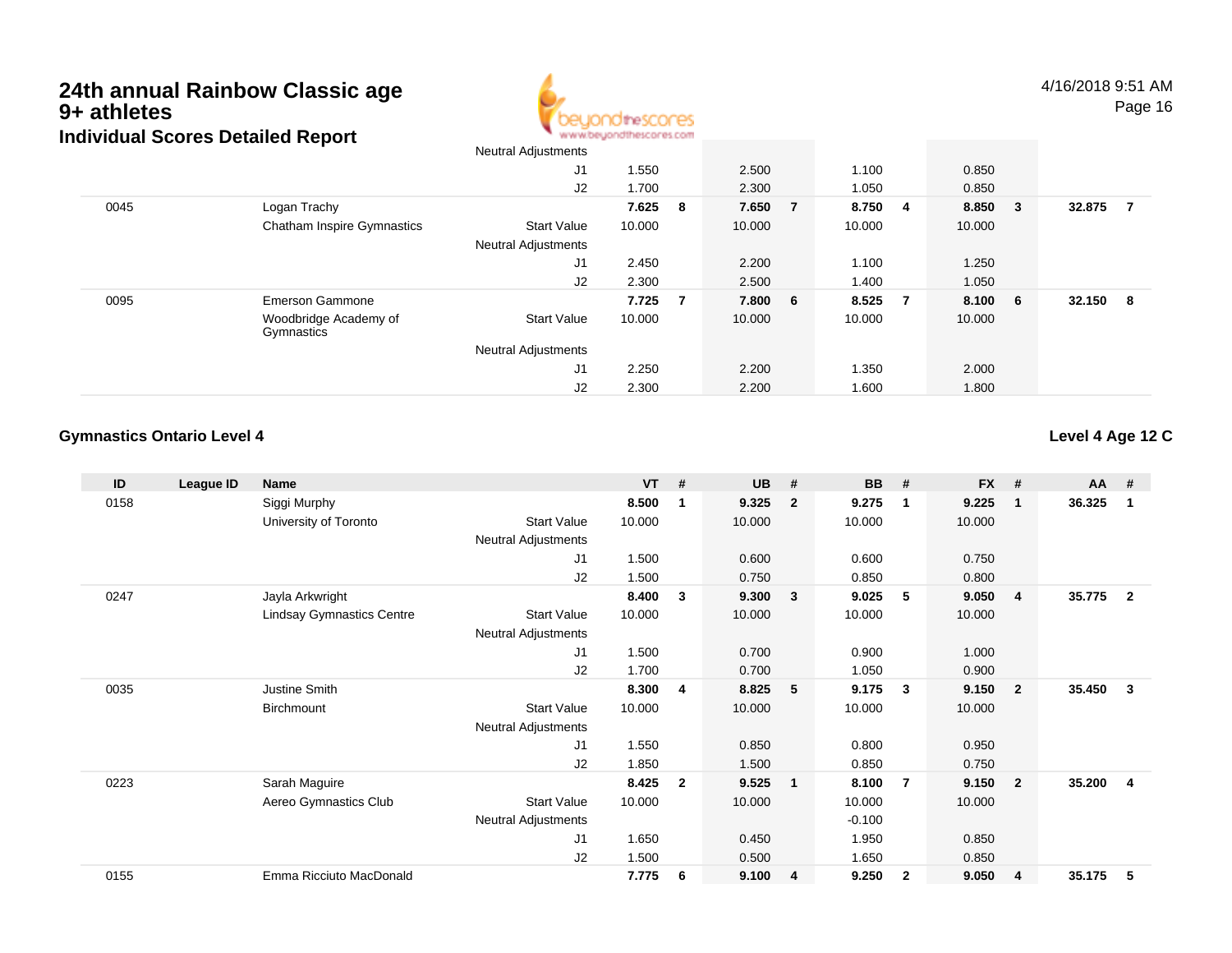# 24th annual Rainbow Classic age 9+ athletes

## Individual Scores Detailed Report

4/16/2018 9:51 AM

| ID | League ID | Name | | VT | # | UB | # | BB | # | FX | # | AA | # |
|---|---|---|---|---|---|---|---|---|---|---|---|---|---|
| | | | Neutral Adjustments | | | | | | | | | | |
| | | | J1 | 1.550 | | 2.500 | | 1.100 | | 0.850 | | | |
| | | | J2 | 1.700 | | 2.300 | | 1.050 | | 0.850 | | | |
| 0045 | | Logan Trachy | | 7.625 | 8 | 7.650 | 7 | 8.750 | 4 | 8.850 | 3 | 32.875 | 7 |
| | | Chatham Inspire Gymnastics | Start Value | 10.000 | | 10.000 | | 10.000 | | 10.000 | | | |
| | | | Neutral Adjustments | | | | | | | | | | |
| | | | J1 | 2.450 | | 2.200 | | 1.100 | | 1.250 | | | |
| | | | J2 | 2.300 | | 2.500 | | 1.400 | | 1.050 | | | |
| 0095 | | Emerson Gammone | | 7.725 | 7 | 7.800 | 6 | 8.525 | 7 | 8.100 | 6 | 32.150 | 8 |
| | | Woodbridge Academy of Gymnastics | Start Value | 10.000 | | 10.000 | | 10.000 | | 10.000 | | | |
| | | | Neutral Adjustments | | | | | | | | | | |
| | | | J1 | 2.250 | | 2.200 | | 1.350 | | 2.000 | | | |
| | | | J2 | 2.300 | | 2.200 | | 1.600 | | 1.800 | | | |

### Gymnastics Ontario Level 4

**Level 4 Age 12 C**

| ID | League ID | Name | | VT | # | UB | # | BB | # | FX | # | AA | # |
|---|---|---|---|---|---|---|---|---|---|---|---|---|---|
| 0158 | | Siggi Murphy | | 8.500 | 1 | 9.325 | 2 | 9.275 | 1 | 9.225 | 1 | 36.325 | 1 |
| | | University of Toronto | Start Value | 10.000 | | 10.000 | | 10.000 | | 10.000 | | | |
| | | | Neutral Adjustments | | | | | | | | | | |
| | | | J1 | 1.500 | | 0.600 | | 0.600 | | 0.750 | | | |
| | | | J2 | 1.500 | | 0.750 | | 0.850 | | 0.800 | | | |
| 0247 | | Jayla Arkwright | | 8.400 | 3 | 9.300 | 3 | 9.025 | 5 | 9.050 | 4 | 35.775 | 2 |
| | | Lindsay Gymnastics Centre | Start Value | 10.000 | | 10.000 | | 10.000 | | 10.000 | | | |
| | | | Neutral Adjustments | | | | | | | | | | |
| | | | J1 | 1.500 | | 0.700 | | 0.900 | | 1.000 | | | |
| | | | J2 | 1.700 | | 0.700 | | 1.050 | | 0.900 | | | |
| 0035 | | Justine Smith | | 8.300 | 4 | 8.825 | 5 | 9.175 | 3 | 9.150 | 2 | 35.450 | 3 |
| | | Birchmount | Start Value | 10.000 | | 10.000 | | 10.000 | | 10.000 | | | |
| | | | Neutral Adjustments | | | | | | | | | | |
| | | | J1 | 1.550 | | 0.850 | | 0.800 | | 0.950 | | | |
| | | | J2 | 1.850 | | 1.500 | | 0.850 | | 0.750 | | | |
| 0223 | | Sarah Maguire | | 8.425 | 2 | 9.525 | 1 | 8.100 | 7 | 9.150 | 2 | 35.200 | 4 |
| | | Aereo Gymnastics Club | Start Value | 10.000 | | 10.000 | | 10.000 | | 10.000 | | | |
| | | | Neutral Adjustments | | | | | -0.100 | | | | | |
| | | | J1 | 1.650 | | 0.450 | | 1.950 | | 0.850 | | | |
| | | | J2 | 1.500 | | 0.500 | | 1.650 | | 0.850 | | | |
| 0155 | | Emma Ricciuto MacDonald | | 7.775 | 6 | 9.100 | 4 | 9.250 | 2 | 9.050 | 4 | 35.175 | 5 |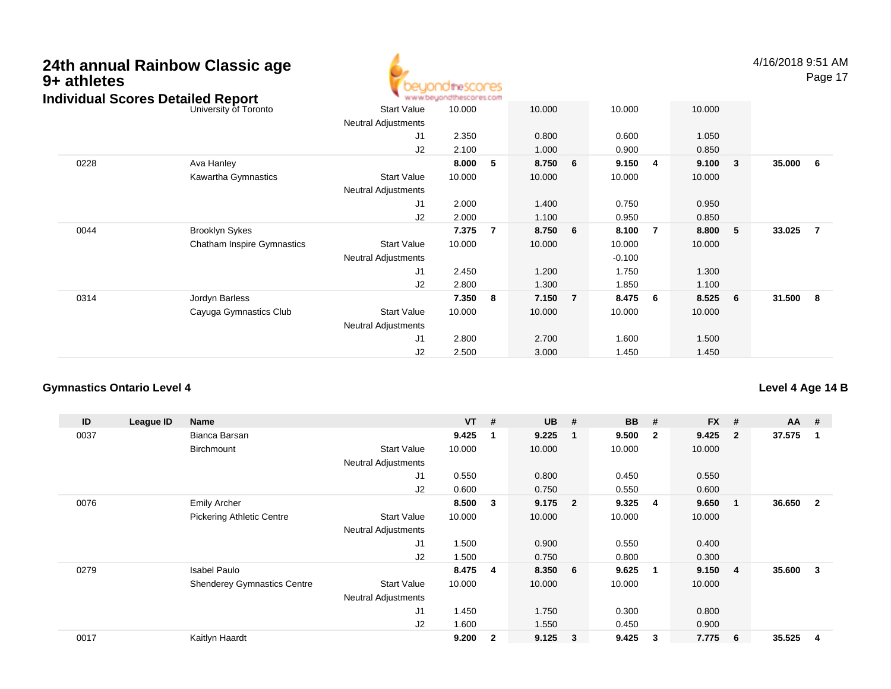# 24th annual Rainbow Classic age 9+ athletes

## Individual Scores Detailed Report

| ID | League ID | Name | | VT | # | UB | # | BB | # | FX | # | AA | # |
|---|---|---|---|---|---|---|---|---|---|---|---|---|---|
| | | University of Toronto | Start Value | 10.000 | | 10.000 | | 10.000 | | 10.000 | | | |
| | | | Neutral Adjustments | | | | | | | | | | |
| | | | J1 | 2.350 | | 0.800 | | 0.600 | | 1.050 | | | |
| | | | J2 | 2.100 | | 1.000 | | 0.900 | | 0.850 | | | |
| 0228 | | Ava Hanley | | **8.000** | **5** | **8.750** | **6** | **9.150** | **4** | **9.100** | **3** | **35.000** | **6** |
| | | Kawartha Gymnastics | Start Value | 10.000 | | 10.000 | | 10.000 | | 10.000 | | | |
| | | | Neutral Adjustments | | | | | | | | | | |
| | | | J1 | 2.000 | | 1.400 | | 0.750 | | 0.950 | | | |
| | | | J2 | 2.000 | | 1.100 | | 0.950 | | 0.850 | | | |
| 0044 | | Brooklyn Sykes | | **7.375** | **7** | **8.750** | **6** | **8.100** | **7** | **8.800** | **5** | **33.025** | **7** |
| | | Chatham Inspire Gymnastics | Start Value | 10.000 | | 10.000 | | 10.000 | | 10.000 | | | |
| | | | Neutral Adjustments | | | | | -0.100 | | | | | |
| | | | J1 | 2.450 | | 1.200 | | 1.750 | | 1.300 | | | |
| | | | J2 | 2.800 | | 1.300 | | 1.850 | | 1.100 | | | |
| 0314 | | Jordyn Barless | | **7.350** | **8** | **7.150** | **7** | **8.475** | **6** | **8.525** | **6** | **31.500** | **8** |
| | | Cayuga Gymnastics Club | Start Value | 10.000 | | 10.000 | | 10.000 | | 10.000 | | | |
| | | | Neutral Adjustments | | | | | | | | | | |
| | | | J1 | 2.800 | | 2.700 | | 1.600 | | 1.500 | | | |
| | | | J2 | 2.500 | | 3.000 | | 1.450 | | 1.450 | | | |

### Gymnastics Ontario Level 4

### Level 4 Age 14 B

| ID | League ID | Name | | VT | # | UB | # | BB | # | FX | # | AA | # |
|---|---|---|---|---|---|---|---|---|---|---|---|---|---|
| 0037 | | Bianca Barsan | | **9.425** | **1** | **9.225** | **1** | **9.500** | **2** | **9.425** | **2** | **37.575** | **1** |
| | | Birchmount | Start Value | 10.000 | | 10.000 | | 10.000 | | 10.000 | | | |
| | | | Neutral Adjustments | | | | | | | | | | |
| | | | J1 | 0.550 | | 0.800 | | 0.450 | | 0.550 | | | |
| | | | J2 | 0.600 | | 0.750 | | 0.550 | | 0.600 | | | |
| 0076 | | Emily Archer | | **8.500** | **3** | **9.175** | **2** | **9.325** | **4** | **9.650** | **1** | **36.650** | **2** |
| | | Pickering Athletic Centre | Start Value | 10.000 | | 10.000 | | 10.000 | | 10.000 | | | |
| | | | Neutral Adjustments | | | | | | | | | | |
| | | | J1 | 1.500 | | 0.900 | | 0.550 | | 0.400 | | | |
| | | | J2 | 1.500 | | 0.750 | | 0.800 | | 0.300 | | | |
| 0279 | | Isabel Paulo | | **8.475** | **4** | **8.350** | **6** | **9.625** | **1** | **9.150** | **4** | **35.600** | **3** |
| | | Shenderey Gymnastics Centre | Start Value | 10.000 | | 10.000 | | 10.000 | | 10.000 | | | |
| | | | Neutral Adjustments | | | | | | | | | | |
| | | | J1 | 1.450 | | 1.750 | | 0.300 | | 0.800 | | | |
| | | | J2 | 1.600 | | 1.550 | | 0.450 | | 0.900 | | | |
| 0017 | | Kaitlyn Haardt | | **9.200** | **2** | **9.125** | **3** | **9.425** | **3** | **7.775** | **6** | **35.525** | **4** |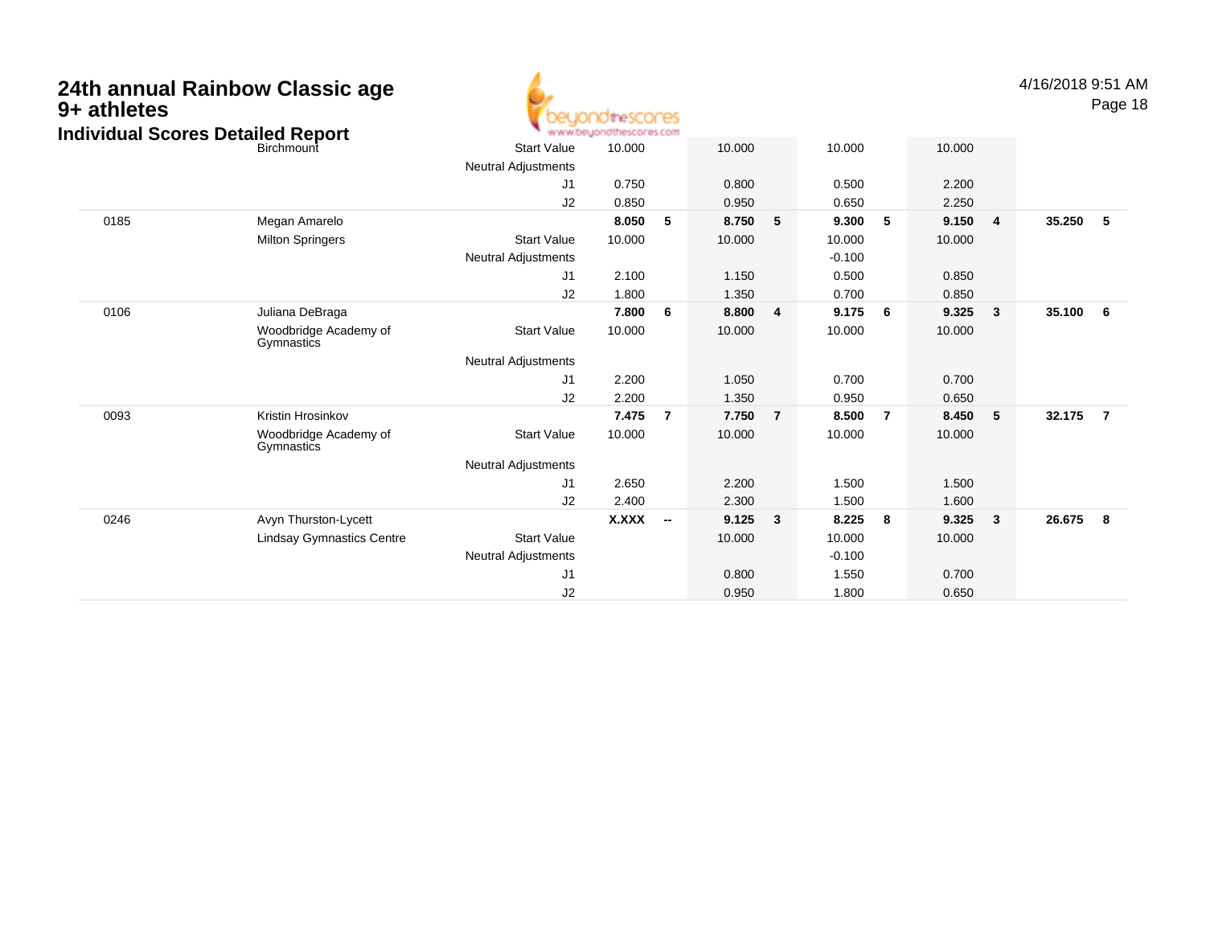# 24th annual Rainbow Classic age 9+ athletes

## Individual Scores Detailed Report

4/16/2018 9:51 AM

| | | | | | | | | | | | | |
|---|---|---|---|---|---|---|---|---|---|---|---|---|
| | Birchmount | Start Value | 10.000 | | 10.000 | | 10.000 | | 10.000 | | | |
| | | Neutral Adjustments | | | | | | | | | | |
| | | J1 | 0.750 | | 0.800 | | 0.500 | | 2.200 | | | |
| | | J2 | 0.850 | | 0.950 | | 0.650 | | 2.250 | | | |
| 0185 | Megan Amarelo | | **8.050** | **5** | **8.750** | **5** | **9.300** | **5** | **9.150** | **4** | **35.250** | **5** |
| | Milton Springers | Start Value | 10.000 | | 10.000 | | 10.000 | | 10.000 | | | |
| | | Neutral Adjustments | | | | | -0.100 | | | | | |
| | | J1 | 2.100 | | 1.150 | | 0.500 | | 0.850 | | | |
| | | J2 | 1.800 | | 1.350 | | 0.700 | | 0.850 | | | |
| 0106 | Juliana DeBraga | | **7.800** | **6** | **8.800** | **4** | **9.175** | **6** | **9.325** | **3** | **35.100** | **6** |
| | Woodbridge Academy of Gymnastics | Start Value | 10.000 | | 10.000 | | 10.000 | | 10.000 | | | |
| | | Neutral Adjustments | | | | | | | | | | |
| | | J1 | 2.200 | | 1.050 | | 0.700 | | 0.700 | | | |
| | | J2 | 2.200 | | 1.350 | | 0.950 | | 0.650 | | | |
| 0093 | Kristin Hrosinkov | | **7.475** | **7** | **7.750** | **7** | **8.500** | **7** | **8.450** | **5** | **32.175** | **7** |
| | Woodbridge Academy of Gymnastics | Start Value | 10.000 | | 10.000 | | 10.000 | | 10.000 | | | |
| | | Neutral Adjustments | | | | | | | | | | |
| | | J1 | 2.650 | | 2.200 | | 1.500 | | 1.500 | | | |
| | | J2 | 2.400 | | 2.300 | | 1.500 | | 1.600 | | | |
| 0246 | Avyn Thurston-Lycett | | **X.XXX** | **--** | **9.125** | **3** | **8.225** | **8** | **9.325** | **3** | **26.675** | **8** |
| | Lindsay Gymnastics Centre | Start Value | | | 10.000 | | 10.000 | | 10.000 | | | |
| | | Neutral Adjustments | | | | | -0.100 | | | | | |
| | | J1 | | | 0.800 | | 1.550 | | 0.700 | | | |
| | | J2 | | | 0.950 | | 1.800 | | 0.650 | | | |